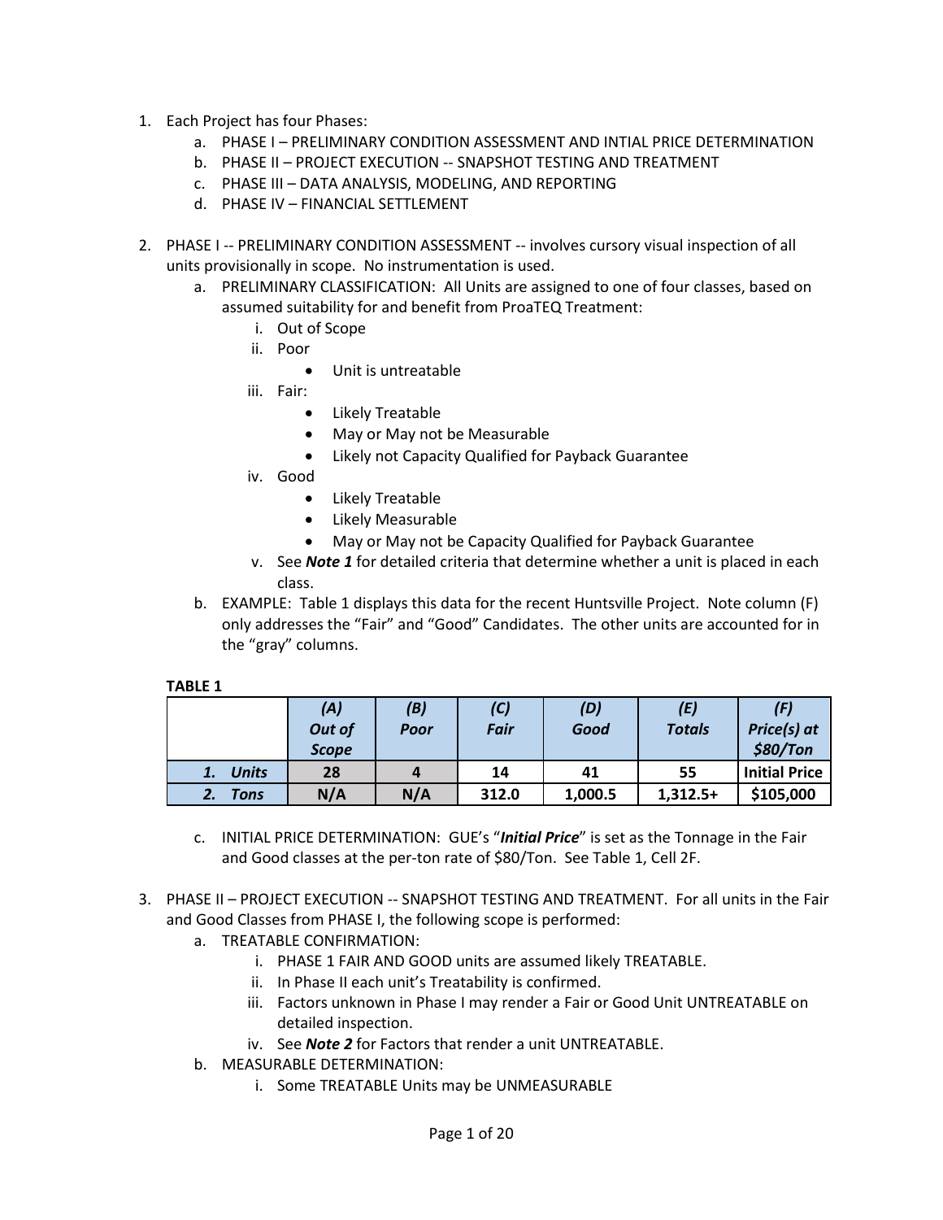1. Each Project has four Phases:
    a. PHASE I – PRELIMINARY CONDITION ASSESSMENT AND INTIAL PRICE DETERMINATION
    b. PHASE II – PROJECT EXECUTION -- SNAPSHOT TESTING AND TREATMENT
    c. PHASE III – DATA ANALYSIS, MODELING, AND REPORTING
    d. PHASE IV – FINANCIAL SETTLEMENT

2. PHASE I -- PRELIMINARY CONDITION ASSESSMENT -- involves cursory visual inspection of all units provisionally in scope. No instrumentation is used.
    a. PRELIMINARY CLASSIFICATION: All Units are assigned to one of four classes, based on assumed suitability for and benefit from ProaTEQ Treatment:
        i. Out of Scope
        ii. Poor
            - Unit is untreatable
        iii. Fair:
            - Likely Treatable
            - May or May not be Measurable
            - Likely not Capacity Qualified for Payback Guarantee
        iv. Good
            - Likely Treatable
            - Likely Measurable
            - May or May not be Capacity Qualified for Payback Guarantee
        v. See ***Note 1*** for detailed criteria that determine whether a unit is placed in each class.
    b. EXAMPLE: Table 1 displays this data for the recent Huntsville Project. Note column (F) only addresses the "Fair" and "Good" Candidates. The other units are accounted for in the "gray" columns.

**TABLE 1**

| | ***(A) Out of Scope*** | ***(B) Poor*** | ***(C) Fair*** | ***(D) Good*** | ***(E) Totals*** | ***(F) Price(s) at $80/Ton*** |
|---|---|---|---|---|---|---|
| ***1. Units*** | **28** | **4** | **14** | **41** | **55** | **Initial Price** |
| ***2. Tons*** | **N/A** | **N/A** | **312.0** | **1,000.5** | **1,312.5+** | **$105,000** |

    c. INITIAL PRICE DETERMINATION: GUE's "***Initial Price***" is set as the Tonnage in the Fair and Good classes at the per-ton rate of $80/Ton. See Table 1, Cell 2F.

3. PHASE II – PROJECT EXECUTION -- SNAPSHOT TESTING AND TREATMENT. For all units in the Fair and Good Classes from PHASE I, the following scope is performed:
    a. TREATABLE CONFIRMATION:
        i. PHASE 1 FAIR AND GOOD units are assumed likely TREATABLE.
        ii. In Phase II each unit's Treatability is confirmed.
        iii. Factors unknown in Phase I may render a Fair or Good Unit UNTREATABLE on detailed inspection.
        iv. See ***Note 2*** for Factors that render a unit UNTREATABLE.
    b. MEASURABLE DETERMINATION:
        i. Some TREATABLE Units may be UNMEASURABLE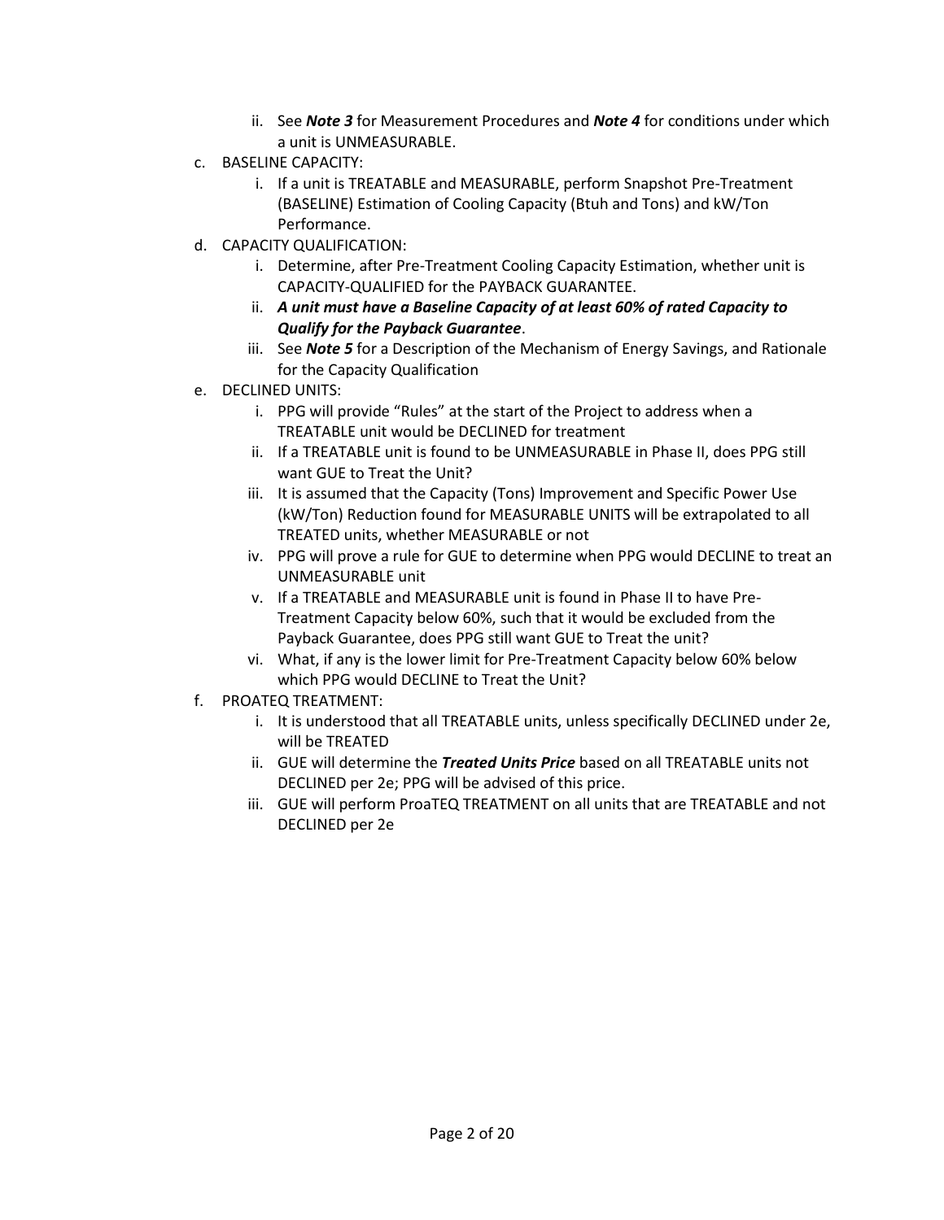ii. See ***Note 3*** for Measurement Procedures and ***Note 4*** for conditions under which a unit is UNMEASURABLE.

c. BASELINE CAPACITY:
   i. If a unit is TREATABLE and MEASURABLE, perform Snapshot Pre-Treatment (BASELINE) Estimation of Cooling Capacity (Btuh and Tons) and kW/Ton Performance.

d. CAPACITY QUALIFICATION:
   i. Determine, after Pre-Treatment Cooling Capacity Estimation, whether unit is CAPACITY-QUALIFIED for the PAYBACK GUARANTEE.
   ii. ***A unit must have a Baseline Capacity of at least 60% of rated Capacity to Qualify for the Payback Guarantee***.
   iii. See ***Note 5*** for a Description of the Mechanism of Energy Savings, and Rationale for the Capacity Qualification

e. DECLINED UNITS:
   i. PPG will provide "Rules" at the start of the Project to address when a TREATABLE unit would be DECLINED for treatment
   ii. If a TREATABLE unit is found to be UNMEASURABLE in Phase II, does PPG still want GUE to Treat the Unit?
   iii. It is assumed that the Capacity (Tons) Improvement and Specific Power Use (kW/Ton) Reduction found for MEASURABLE UNITS will be extrapolated to all TREATED units, whether MEASURABLE or not
   iv. PPG will prove a rule for GUE to determine when PPG would DECLINE to treat an UNMEASURABLE unit
   v. If a TREATABLE and MEASURABLE unit is found in Phase II to have Pre-Treatment Capacity below 60%, such that it would be excluded from the Payback Guarantee, does PPG still want GUE to Treat the unit?
   vi. What, if any is the lower limit for Pre-Treatment Capacity below 60% below which PPG would DECLINE to Treat the Unit?

f. PROATEQ TREATMENT:
   i. It is understood that all TREATABLE units, unless specifically DECLINED under 2e, will be TREATED
   ii. GUE will determine the ***Treated Units Price*** based on all TREATABLE units not DECLINED per 2e; PPG will be advised of this price.
   iii. GUE will perform ProaTEQ TREATMENT on all units that are TREATABLE and not DECLINED per 2e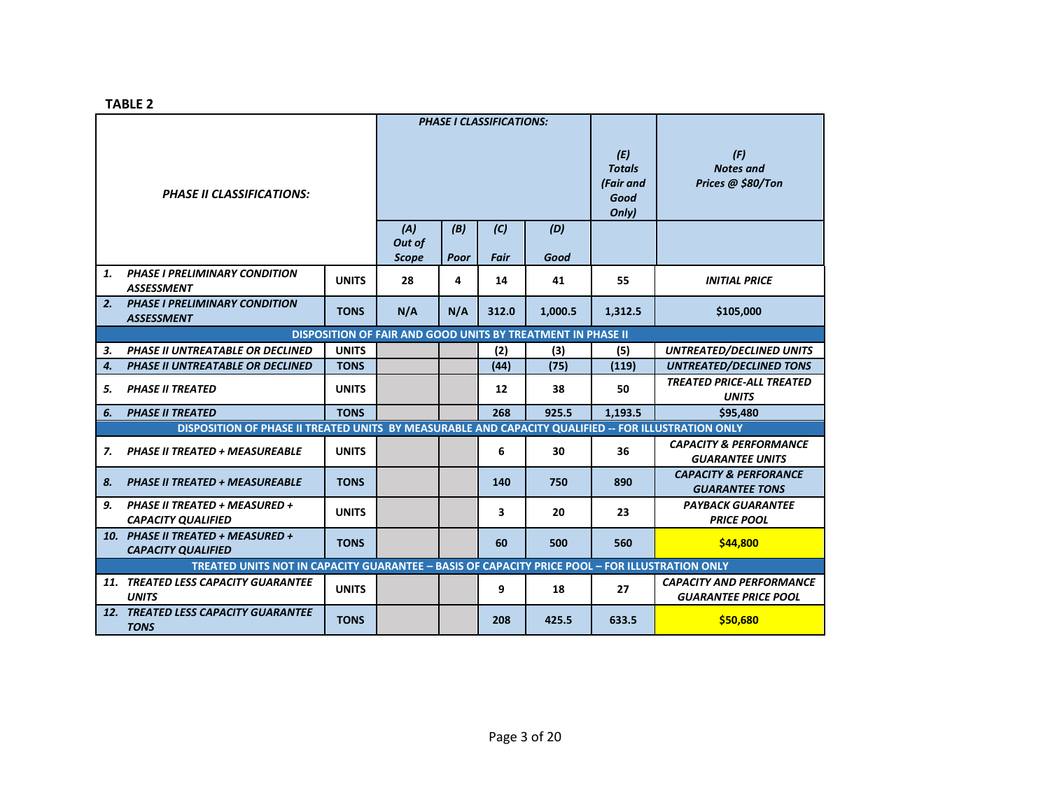**TABLE 2**

| *PHASE II CLASSIFICATIONS:* | | *PHASE I CLASSIFICATIONS:* | | | | *(E) Totals (Fair and Good Only)* | *(F) Notes and Prices @ $80/Ton* |
|---|---|---|---|---|---|---|---|
| | | *(A) Out of Scope* | *(B) Poor* | *(C) Fair* | *(D) Good* | | |
| ***1. PHASE I PRELIMINARY CONDITION ASSESSMENT*** | **UNITS** | **28** | **4** | **14** | **41** | **55** | ***INITIAL PRICE*** |
| ***2. PHASE I PRELIMINARY CONDITION ASSESSMENT*** | **TONS** | **N/A** | **N/A** | **312.0** | **1,000.5** | **1,312.5** | **$105,000** |
| **DISPOSITION OF FAIR AND GOOD UNITS BY TREATMENT IN PHASE II** | | | | | | | |
| ***3. PHASE II UNTREATABLE OR DECLINED*** | **UNITS** | | | **(2)** | **(3)** | **(5)** | ***UNTREATED/DECLINED UNITS*** |
| ***4. PHASE II UNTREATABLE OR DECLINED*** | **TONS** | | | **(44)** | **(75)** | **(119)** | ***UNTREATED/DECLINED TONS*** |
| ***5. PHASE II TREATED*** | **UNITS** | | | **12** | **38** | **50** | ***TREATED PRICE-ALL TREATED UNITS*** |
| ***6. PHASE II TREATED*** | **TONS** | | | **268** | **925.5** | **1,193.5** | **$95,480** |
| **DISPOSITION OF PHASE II TREATED UNITS BY MEASURABLE AND CAPACITY QUALIFIED -- FOR ILLUSTRATION ONLY** | | | | | | | |
| ***7. PHASE II TREATED + MEASUREABLE*** | **UNITS** | | | **6** | **30** | **36** | ***CAPACITY & PERFORMANCE GUARANTEE UNITS*** |
| ***8. PHASE II TREATED + MEASUREABLE*** | **TONS** | | | **140** | **750** | **890** | ***CAPACITY & PERFORANCE GUARANTEE TONS*** |
| ***9. PHASE II TREATED + MEASURED + CAPACITY QUALIFIED*** | **UNITS** | | | **3** | **20** | **23** | ***PAYBACK GUARANTEE PRICE POOL*** |
| ***10. PHASE II TREATED + MEASURED + CAPACITY QUALIFIED*** | **TONS** | | | **60** | **500** | **560** | **$44,800** |
| **TREATED UNITS NOT IN CAPACITY GUARANTEE – BASIS OF CAPACITY PRICE POOL – FOR ILLUSTRATION ONLY** | | | | | | | |
| ***11. TREATED LESS CAPACITY GUARANTEE UNITS*** | **UNITS** | | | **9** | **18** | **27** | ***CAPACITY AND PERFORMANCE GUARANTEE PRICE POOL*** |
| ***12. TREATED LESS CAPACITY GUARANTEE TONS*** | **TONS** | | | **208** | **425.5** | **633.5** | **$50,680** |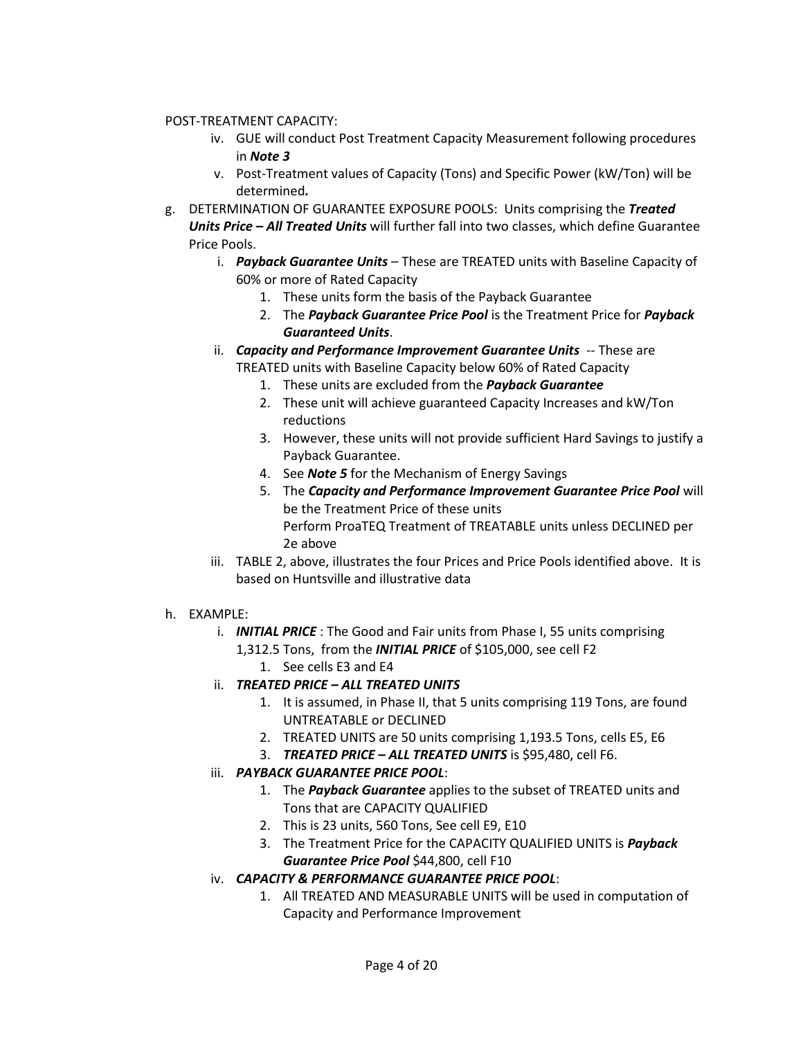POST-TREATMENT CAPACITY:

- iv. GUE will conduct Post Treatment Capacity Measurement following procedures in ***Note 3***
- v. Post-Treatment values of Capacity (Tons) and Specific Power (kW/Ton) will be determined***.***

g. DETERMINATION OF GUARANTEE EXPOSURE POOLS: Units comprising the ***Treated Units Price – All Treated Units*** will further fall into two classes, which define Guarantee Price Pools.

- i. ***Payback Guarantee Units*** – These are TREATED units with Baseline Capacity of 60% or more of Rated Capacity
  1. These units form the basis of the Payback Guarantee
  2. The ***Payback Guarantee Price Pool*** is the Treatment Price for ***Payback Guaranteed Units***.
- ii. ***Capacity and Performance Improvement Guarantee Units*** -- These are TREATED units with Baseline Capacity below 60% of Rated Capacity
  1. These units are excluded from the ***Payback Guarantee***
  2. These unit will achieve guaranteed Capacity Increases and kW/Ton reductions
  3. However, these units will not provide sufficient Hard Savings to justify a Payback Guarantee.
  4. See ***Note 5*** for the Mechanism of Energy Savings
  5. The ***Capacity and Performance Improvement Guarantee Price Pool*** will be the Treatment Price of these units
     Perform ProaTEQ Treatment of TREATABLE units unless DECLINED per 2e above
- iii. TABLE 2, above, illustrates the four Prices and Price Pools identified above. It is based on Huntsville and illustrative data

h. EXAMPLE:

- i. ***INITIAL PRICE*** : The Good and Fair units from Phase I, 55 units comprising 1,312.5 Tons, from the ***INITIAL PRICE*** of $105,000, see cell F2
  1. See cells E3 and E4
- ii. ***TREATED PRICE – ALL TREATED UNITS***
  1. It is assumed, in Phase II, that 5 units comprising 119 Tons, are found UNTREATABLE or DECLINED
  2. TREATED UNITS are 50 units comprising 1,193.5 Tons, cells E5, E6
  3. ***TREATED PRICE – ALL TREATED UNITS*** is $95,480, cell F6.
- iii. ***PAYBACK GUARANTEE PRICE POOL***:
  1. The ***Payback Guarantee*** applies to the subset of TREATED units and Tons that are CAPACITY QUALIFIED
  2. This is 23 units, 560 Tons, See cell E9, E10
  3. The Treatment Price for the CAPACITY QUALIFIED UNITS is ***Payback Guarantee Price Pool*** $44,800, cell F10
- iv. ***CAPACITY & PERFORMANCE GUARANTEE PRICE POOL***:
  1. All TREATED AND MEASURABLE UNITS will be used in computation of Capacity and Performance Improvement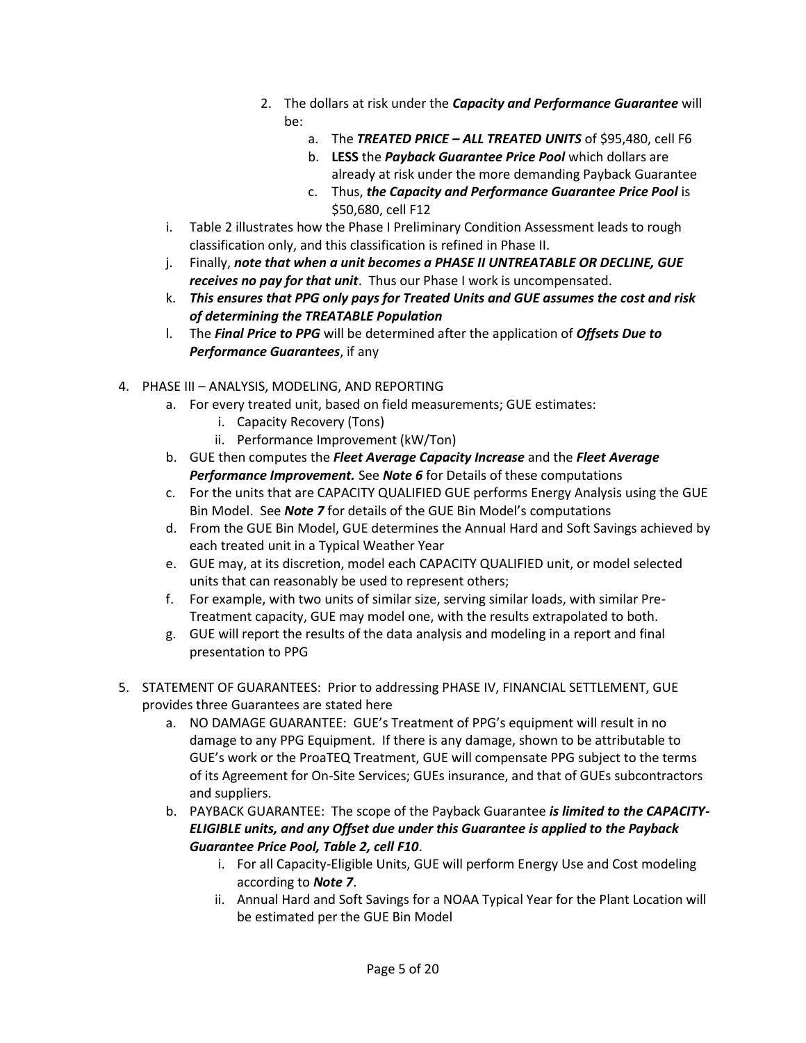2. The dollars at risk under the ***Capacity and Performance Guarantee*** will be:
    a. The ***TREATED PRICE – ALL TREATED UNITS*** of $95,480, cell F6
    b. **LESS** the ***Payback Guarantee Price Pool*** which dollars are already at risk under the more demanding Payback Guarantee
    c. Thus, ***the Capacity and Performance Guarantee Price Pool*** is $50,680, cell F12

i. Table 2 illustrates how the Phase I Preliminary Condition Assessment leads to rough classification only, and this classification is refined in Phase II.

j. Finally, ***note that when a unit becomes a PHASE II UNTREATABLE OR DECLINE, GUE receives no pay for that unit***. Thus our Phase I work is uncompensated.

k. ***This ensures that PPG only pays for Treated Units and GUE assumes the cost and risk of determining the TREATABLE Population***

l. The ***Final Price to PPG*** will be determined after the application of ***Offsets Due to Performance Guarantees***, if any

4. PHASE III – ANALYSIS, MODELING, AND REPORTING
    a. For every treated unit, based on field measurements; GUE estimates:
        i. Capacity Recovery (Tons)
        ii. Performance Improvement (kW/Ton)
    b. GUE then computes the ***Fleet Average Capacity Increase*** and the ***Fleet Average Performance Improvement.*** See ***Note 6*** for Details of these computations
    c. For the units that are CAPACITY QUALIFIED GUE performs Energy Analysis using the GUE Bin Model. See ***Note 7*** for details of the GUE Bin Model's computations
    d. From the GUE Bin Model, GUE determines the Annual Hard and Soft Savings achieved by each treated unit in a Typical Weather Year
    e. GUE may, at its discretion, model each CAPACITY QUALIFIED unit, or model selected units that can reasonably be used to represent others;
    f. For example, with two units of similar size, serving similar loads, with similar Pre-Treatment capacity, GUE may model one, with the results extrapolated to both.
    g. GUE will report the results of the data analysis and modeling in a report and final presentation to PPG

5. STATEMENT OF GUARANTEES: Prior to addressing PHASE IV, FINANCIAL SETTLEMENT, GUE provides three Guarantees are stated here
    a. NO DAMAGE GUARANTEE: GUE's Treatment of PPG's equipment will result in no damage to any PPG Equipment. If there is any damage, shown to be attributable to GUE's work or the ProaTEQ Treatment, GUE will compensate PPG subject to the terms of its Agreement for On-Site Services; GUEs insurance, and that of GUEs subcontractors and suppliers.
    b. PAYBACK GUARANTEE: The scope of the Payback Guarantee ***is limited to the CAPACITY-ELIGIBLE units, and any Offset due under this Guarantee is applied to the Payback Guarantee Price Pool, Table 2, cell F10***.
        i. For all Capacity-Eligible Units, GUE will perform Energy Use and Cost modeling according to ***Note 7***.
        ii. Annual Hard and Soft Savings for a NOAA Typical Year for the Plant Location will be estimated per the GUE Bin Model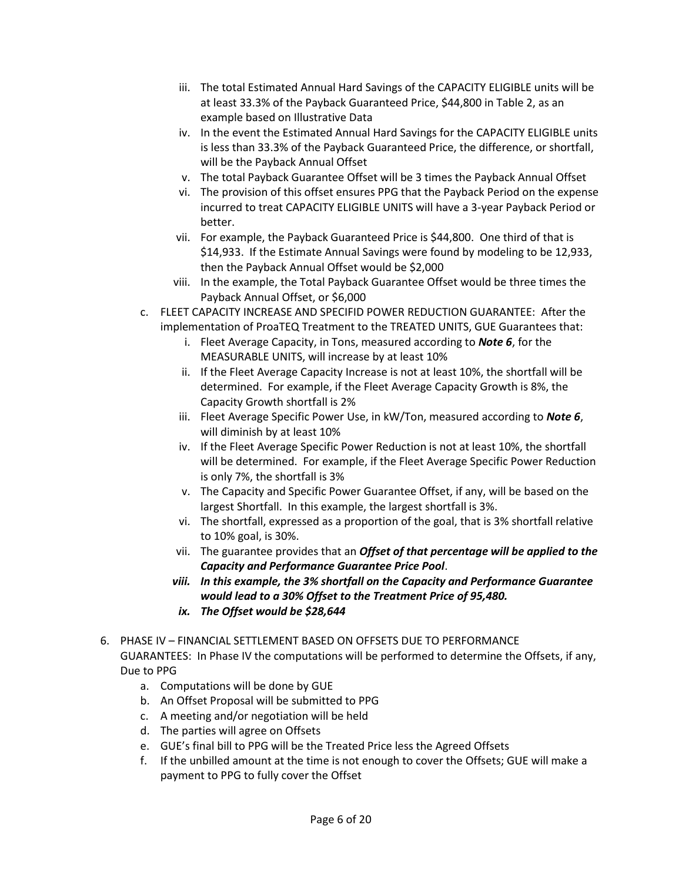iii. The total Estimated Annual Hard Savings of the CAPACITY ELIGIBLE units will be at least 33.3% of the Payback Guaranteed Price, $44,800 in Table 2, as an example based on Illustrative Data
   iv. In the event the Estimated Annual Hard Savings for the CAPACITY ELIGIBLE units is less than 33.3% of the Payback Guaranteed Price, the difference, or shortfall, will be the Payback Annual Offset
   v. The total Payback Guarantee Offset will be 3 times the Payback Annual Offset
   vi. The provision of this offset ensures PPG that the Payback Period on the expense incurred to treat CAPACITY ELIGIBLE UNITS will have a 3-year Payback Period or better.
   vii. For example, the Payback Guaranteed Price is $44,800. One third of that is $14,933. If the Estimate Annual Savings were found by modeling to be 12,933, then the Payback Annual Offset would be $2,000
   viii. In the example, the Total Payback Guarantee Offset would be three times the Payback Annual Offset, or $6,000

c. FLEET CAPACITY INCREASE AND SPECIFID POWER REDUCTION GUARANTEE: After the implementation of ProaTEQ Treatment to the TREATED UNITS, GUE Guarantees that:
   i. Fleet Average Capacity, in Tons, measured according to ***Note 6***, for the MEASURABLE UNITS, will increase by at least 10%
   ii. If the Fleet Average Capacity Increase is not at least 10%, the shortfall will be determined. For example, if the Fleet Average Capacity Growth is 8%, the Capacity Growth shortfall is 2%
   iii. Fleet Average Specific Power Use, in kW/Ton, measured according to ***Note 6***, will diminish by at least 10%
   iv. If the Fleet Average Specific Power Reduction is not at least 10%, the shortfall will be determined. For example, if the Fleet Average Specific Power Reduction is only 7%, the shortfall is 3%
   v. The Capacity and Specific Power Guarantee Offset, if any, will be based on the largest Shortfall. In this example, the largest shortfall is 3%.
   vi. The shortfall, expressed as a proportion of the goal, that is 3% shortfall relative to 10% goal, is 30%.
   vii. The guarantee provides that an ***Offset of that percentage will be applied to the Capacity and Performance Guarantee Price Pool***.
   ***viii. In this example, the 3% shortfall on the Capacity and Performance Guarantee would lead to a 30% Offset to the Treatment Price of 95,480.***
   ***ix. The Offset would be $28,644***

6. PHASE IV – FINANCIAL SETTLEMENT BASED ON OFFSETS DUE TO PERFORMANCE GUARANTEES: In Phase IV the computations will be performed to determine the Offsets, if any, Due to PPG
   a. Computations will be done by GUE
   b. An Offset Proposal will be submitted to PPG
   c. A meeting and/or negotiation will be held
   d. The parties will agree on Offsets
   e. GUE's final bill to PPG will be the Treated Price less the Agreed Offsets
   f. If the unbilled amount at the time is not enough to cover the Offsets; GUE will make a payment to PPG to fully cover the Offset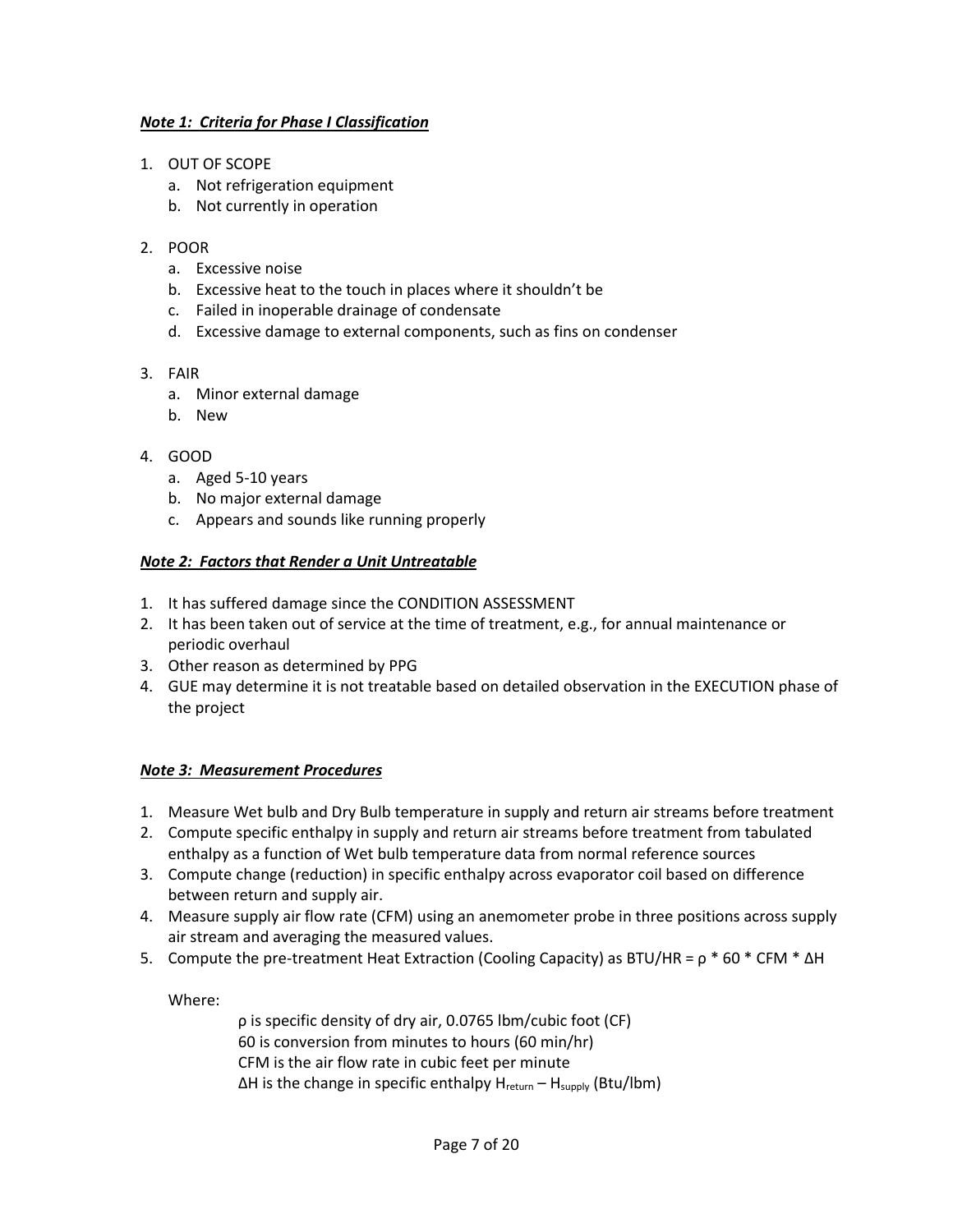***Note 1: Criteria for Phase I Classification***

1. OUT OF SCOPE
   a. Not refrigeration equipment
   b. Not currently in operation

2. POOR
   a. Excessive noise
   b. Excessive heat to the touch in places where it shouldn't be
   c. Failed in inoperable drainage of condensate
   d. Excessive damage to external components, such as fins on condenser

3. FAIR
   a. Minor external damage
   b. New

4. GOOD
   a. Aged 5-10 years
   b. No major external damage
   c. Appears and sounds like running properly

***Note 2: Factors that Render a Unit Untreatable***

1. It has suffered damage since the CONDITION ASSESSMENT
2. It has been taken out of service at the time of treatment, e.g., for annual maintenance or periodic overhaul
3. Other reason as determined by PPG
4. GUE may determine it is not treatable based on detailed observation in the EXECUTION phase of the project

***Note 3: Measurement Procedures***

1. Measure Wet bulb and Dry Bulb temperature in supply and return air streams before treatment
2. Compute specific enthalpy in supply and return air streams before treatment from tabulated enthalpy as a function of Wet bulb temperature data from normal reference sources
3. Compute change (reduction) in specific enthalpy across evaporator coil based on difference between return and supply air.
4. Measure supply air flow rate (CFM) using an anemometer probe in three positions across supply air stream and averaging the measured values.
5. Compute the pre-treatment Heat Extraction (Cooling Capacity) as $BTU/HR = \rho * 60 * CFM * \Delta H$

   Where:

   $\rho$ is specific density of dry air, 0.0765 lbm/cubic foot (CF)
   60 is conversion from minutes to hours (60 min/hr)
   CFM is the air flow rate in cubic feet per minute
   $\Delta H$ is the change in specific enthalpy $H_{return} - H_{supply}$ (Btu/lbm)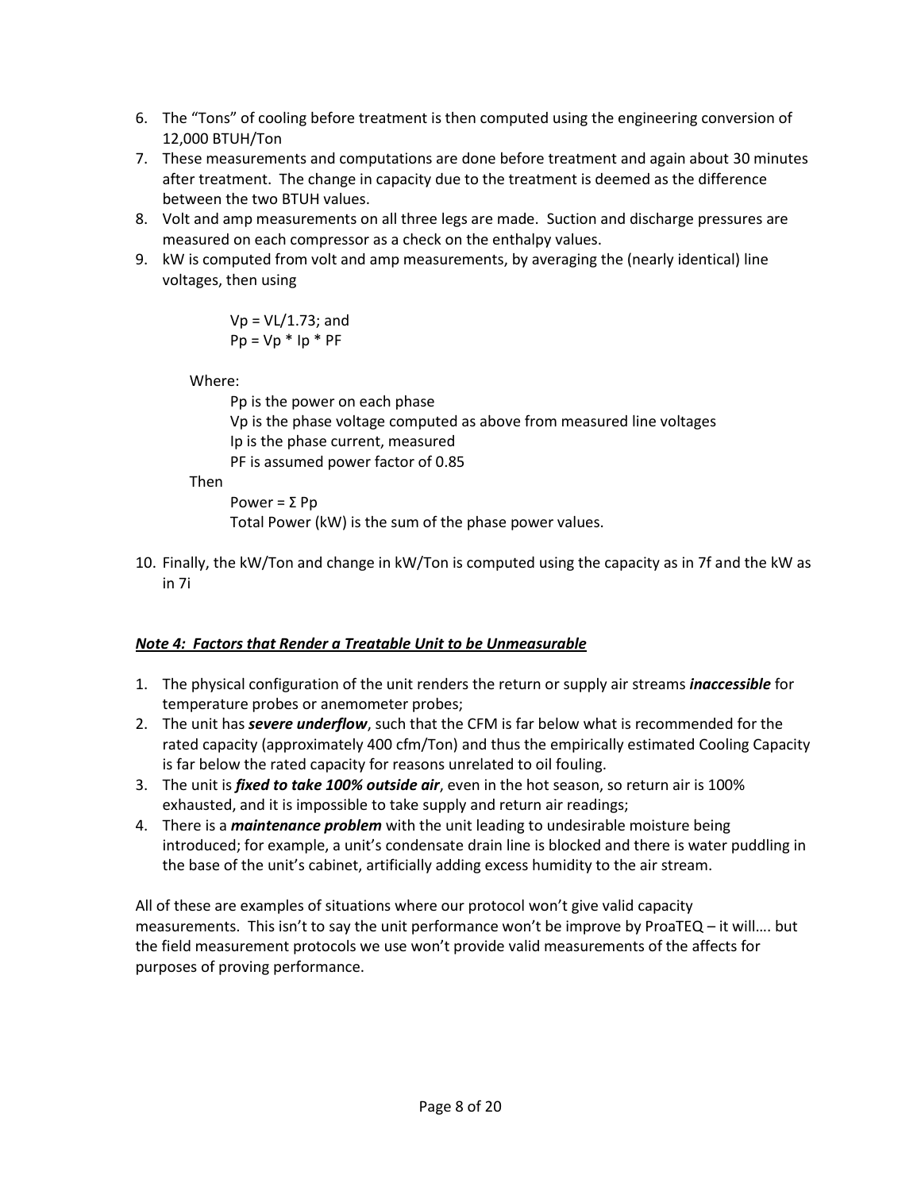6. The "Tons" of cooling before treatment is then computed using the engineering conversion of 12,000 BTUH/Ton
7. These measurements and computations are done before treatment and again about 30 minutes after treatment. The change in capacity due to the treatment is deemed as the difference between the two BTUH values.
8. Volt and amp measurements on all three legs are made. Suction and discharge pressures are measured on each compressor as a check on the enthalpy values.
9. kW is computed from volt and amp measurements, by averaging the (nearly identical) line voltages, then using

   $V_p = V_L/1.73$; and
   $P_p = V_p * I_p * PF$

   Where:

   $P_p$ is the power on each phase
   $V_p$ is the phase voltage computed as above from measured line voltages
   $I_p$ is the phase current, measured
   PF is assumed power factor of 0.85

   Then

   Power = $\Sigma P_p$
   Total Power (kW) is the sum of the phase power values.

10. Finally, the kW/Ton and change in kW/Ton is computed using the capacity as in 7f and the kW as in 7i

***Note 4: Factors that Render a Treatable Unit to be Unmeasurable***

1. The physical configuration of the unit renders the return or supply air streams ***inaccessible*** for temperature probes or anemometer probes;
2. The unit has ***severe underflow***, such that the CFM is far below what is recommended for the rated capacity (approximately 400 cfm/Ton) and thus the empirically estimated Cooling Capacity is far below the rated capacity for reasons unrelated to oil fouling.
3. The unit is ***fixed to take 100% outside air***, even in the hot season, so return air is 100% exhausted, and it is impossible to take supply and return air readings;
4. There is a ***maintenance problem*** with the unit leading to undesirable moisture being introduced; for example, a unit's condensate drain line is blocked and there is water puddling in the base of the unit's cabinet, artificially adding excess humidity to the air stream.

All of these are examples of situations where our protocol won't give valid capacity measurements. This isn't to say the unit performance won't be improve by ProaTEQ – it will…. but the field measurement protocols we use won't provide valid measurements of the affects for purposes of proving performance.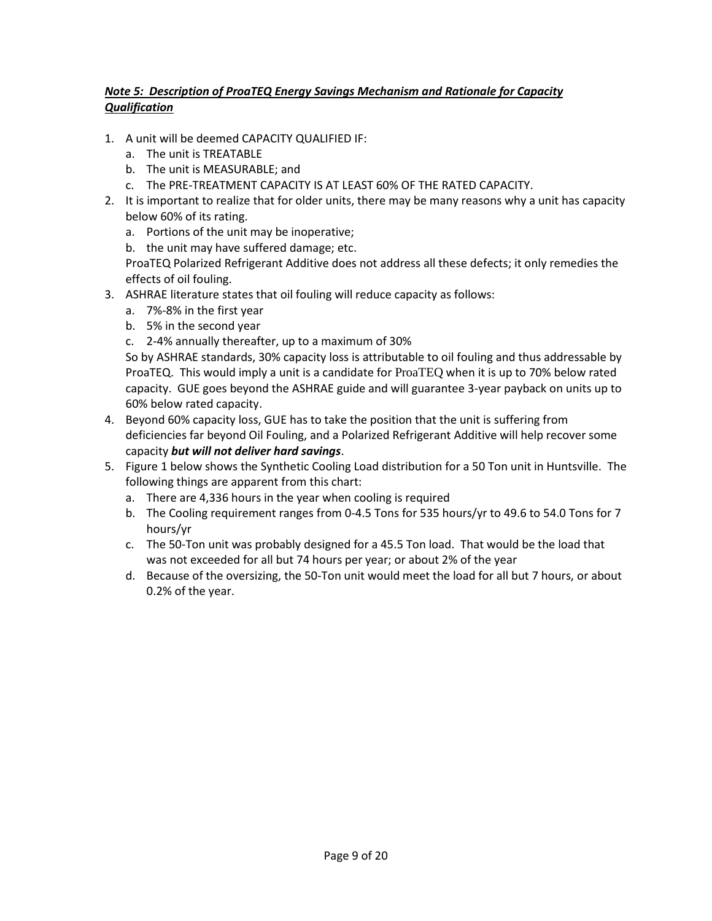***Note 5: Description of ProaTEQ Energy Savings Mechanism and Rationale for Capacity Qualification***

1. A unit will be deemed CAPACITY QUALIFIED IF:
   a. The unit is TREATABLE
   b. The unit is MEASURABLE; and
   c. The PRE-TREATMENT CAPACITY IS AT LEAST 60% OF THE RATED CAPACITY.
2. It is important to realize that for older units, there may be many reasons why a unit has capacity below 60% of its rating.
   a. Portions of the unit may be inoperative;
   b. the unit may have suffered damage; etc.

   ProaTEQ Polarized Refrigerant Additive does not address all these defects; it only remedies the effects of oil fouling.
3. ASHRAE literature states that oil fouling will reduce capacity as follows:
   a. 7%-8% in the first year
   b. 5% in the second year
   c. 2-4% annually thereafter, up to a maximum of 30%

   So by ASHRAE standards, 30% capacity loss is attributable to oil fouling and thus addressable by ProaTEQ. This would imply a unit is a candidate for ProaTEQ when it is up to 70% below rated capacity. GUE goes beyond the ASHRAE guide and will guarantee 3-year payback on units up to 60% below rated capacity.
4. Beyond 60% capacity loss, GUE has to take the position that the unit is suffering from deficiencies far beyond Oil Fouling, and a Polarized Refrigerant Additive will help recover some capacity ***but will not deliver hard savings***.
5. Figure 1 below shows the Synthetic Cooling Load distribution for a 50 Ton unit in Huntsville. The following things are apparent from this chart:
   a. There are 4,336 hours in the year when cooling is required
   b. The Cooling requirement ranges from 0-4.5 Tons for 535 hours/yr to 49.6 to 54.0 Tons for 7 hours/yr
   c. The 50-Ton unit was probably designed for a 45.5 Ton load. That would be the load that was not exceeded for all but 74 hours per year; or about 2% of the year
   d. Because of the oversizing, the 50-Ton unit would meet the load for all but 7 hours, or about 0.2% of the year.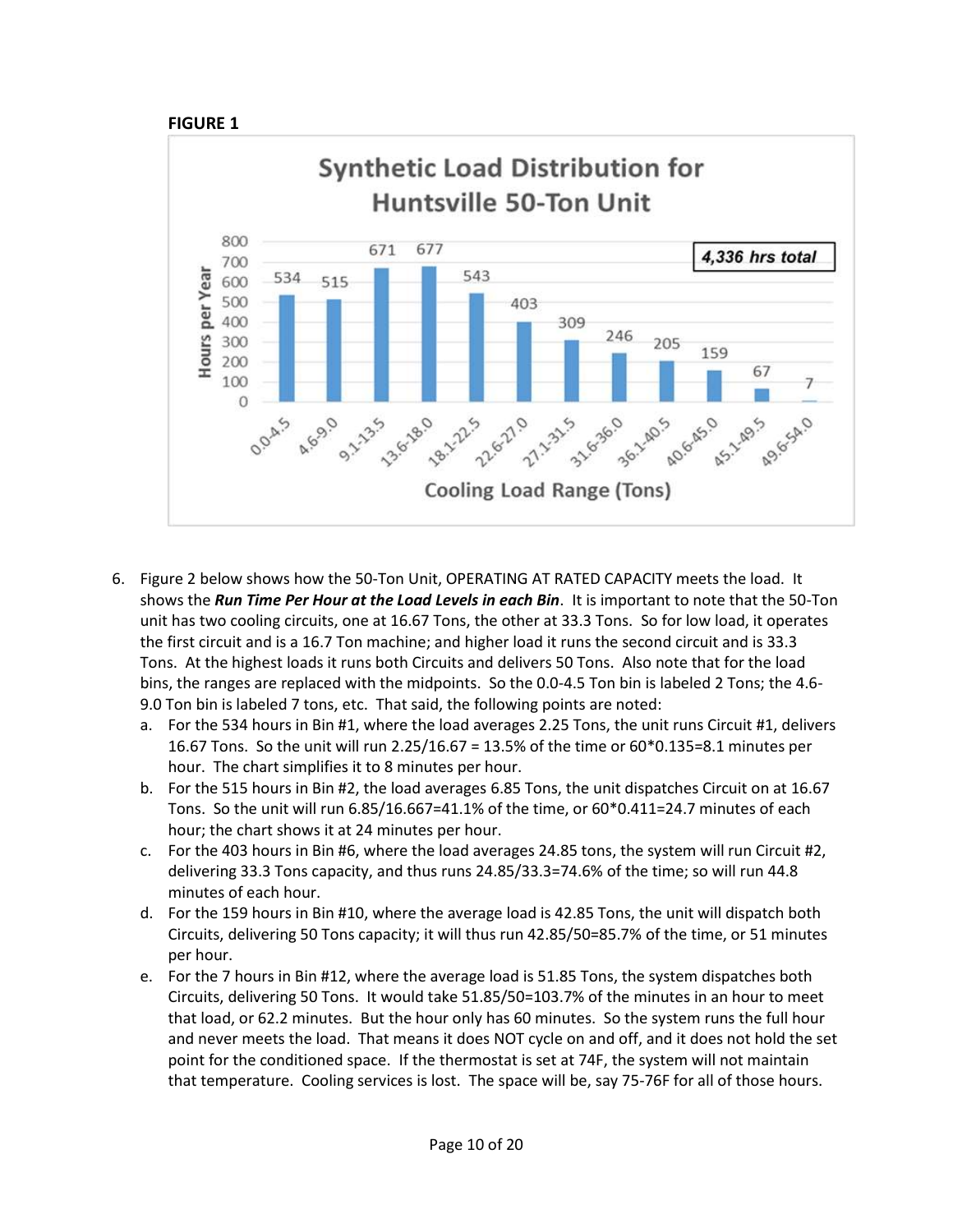**FIGURE 1**

**Synthetic Load Distribution for Huntsville 50-Ton Unit**

| Cooling Load Range (Tons) | Hours per Year |
| --- | --- |
| 0.0-4.5 | 534 |
| 4.6-9.0 | 515 |
| 9.1-13.5 | 671 |
| 13.6-18.0 | 677 |
| 18.1-22.5 | 543 |
| 22.6-27.0 | 403 |
| 27.1-31.5 | 309 |
| 31.6-36.0 | 246 |
| 36.1-40.5 | 205 |
| 40.6-45.0 | 159 |
| 45.1-49.5 | 67 |
| 49.6-54.0 | 7 |

*4,336 hrs total*

6. Figure 2 below shows how the 50-Ton Unit, OPERATING AT RATED CAPACITY meets the load. It shows the ***Run Time Per Hour at the Load Levels in each Bin***. It is important to note that the 50-Ton unit has two cooling circuits, one at 16.67 Tons, the other at 33.3 Tons. So for low load, it operates the first circuit and is a 16.7 Ton machine; and higher load it runs the second circuit and is 33.3 Tons. At the highest loads it runs both Circuits and delivers 50 Tons. Also note that for the load bins, the ranges are replaced with the midpoints. So the 0.0-4.5 Ton bin is labeled 2 Tons; the 4.6-9.0 Ton bin is labeled 7 tons, etc. That said, the following points are noted:
   a. For the 534 hours in Bin #1, where the load averages 2.25 Tons, the unit runs Circuit #1, delivers 16.67 Tons. So the unit will run 2.25/16.67 = 13.5% of the time or 60*0.135=8.1 minutes per hour. The chart simplifies it to 8 minutes per hour.
   b. For the 515 hours in Bin #2, the load averages 6.85 Tons, the unit dispatches Circuit on at 16.67 Tons. So the unit will run 6.85/16.667=41.1% of the time, or 60*0.411=24.7 minutes of each hour; the chart shows it at 24 minutes per hour.
   c. For the 403 hours in Bin #6, where the load averages 24.85 tons, the system will run Circuit #2, delivering 33.3 Tons capacity, and thus runs 24.85/33.3=74.6% of the time; so will run 44.8 minutes of each hour.
   d. For the 159 hours in Bin #10, where the average load is 42.85 Tons, the unit will dispatch both Circuits, delivering 50 Tons capacity; it will thus run 42.85/50=85.7% of the time, or 51 minutes per hour.
   e. For the 7 hours in Bin #12, where the average load is 51.85 Tons, the system dispatches both Circuits, delivering 50 Tons. It would take 51.85/50=103.7% of the minutes in an hour to meet that load, or 62.2 minutes. But the hour only has 60 minutes. So the system runs the full hour and never meets the load. That means it does NOT cycle on and off, and it does not hold the set point for the conditioned space. If the thermostat is set at 74F, the system will not maintain that temperature. Cooling services is lost. The space will be, say 75-76F for all of those hours.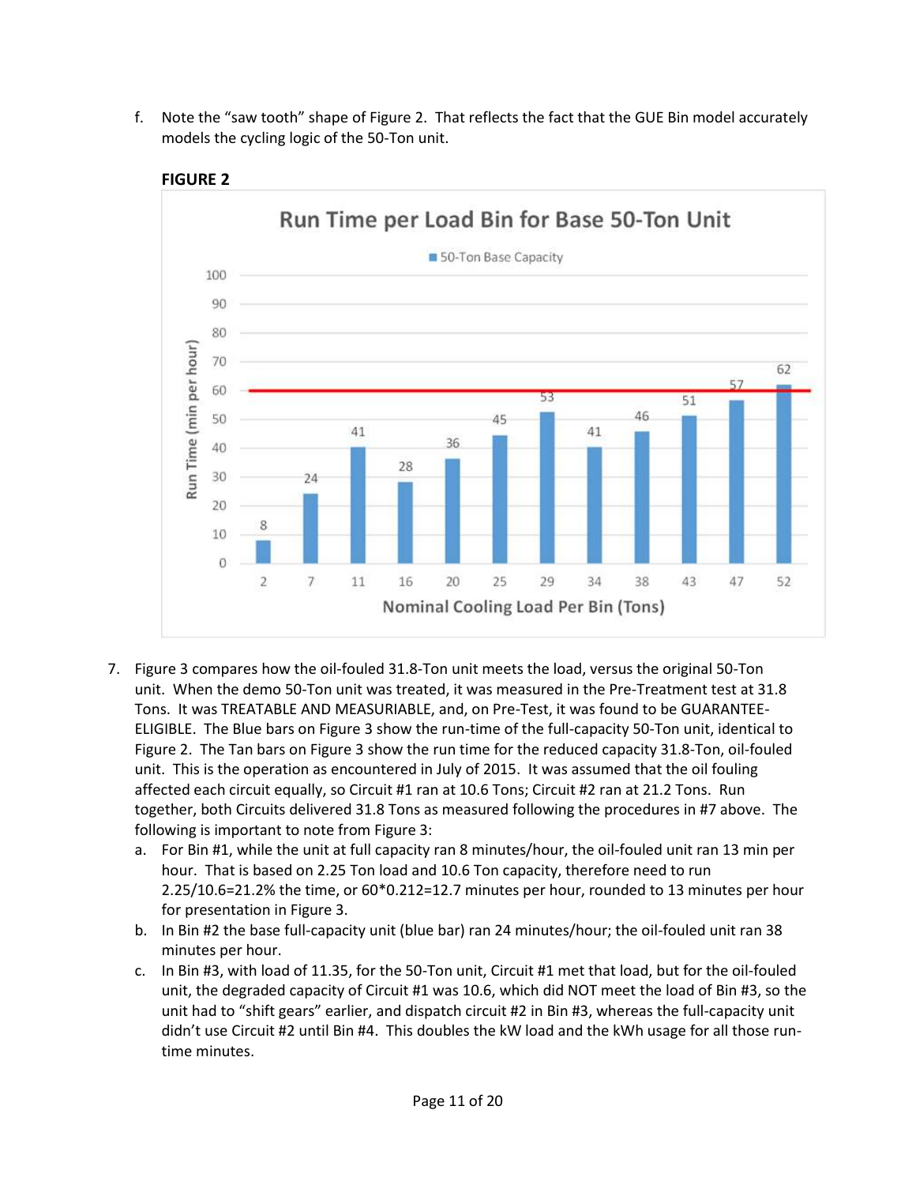f. Note the "saw tooth" shape of Figure 2. That reflects the fact that the GUE Bin model accurately models the cycling logic of the 50-Ton unit.

**FIGURE 2**

**Run Time per Load Bin for Base 50-Ton Unit**

| Nominal Cooling Load Per Bin (Tons) | Run Time (min per hour) – 50-Ton Base Capacity |
|---|---|
| 2 | 8 |
| 7 | 24 |
| 11 | 41 |
| 16 | 28 |
| 20 | 36 |
| 25 | 45 |
| 29 | 53 |
| 34 | 41 |
| 38 | 46 |
| 43 | 51 |
| 47 | 57 |
| 52 | 62 |

7. Figure 3 compares how the oil-fouled 31.8-Ton unit meets the load, versus the original 50-Ton unit. When the demo 50-Ton unit was treated, it was measured in the Pre-Treatment test at 31.8 Tons. It was TREATABLE AND MEASURIABLE, and, on Pre-Test, it was found to be GUARANTEE-ELIGIBLE. The Blue bars on Figure 3 show the run-time of the full-capacity 50-Ton unit, identical to Figure 2. The Tan bars on Figure 3 show the run time for the reduced capacity 31.8-Ton, oil-fouled unit. This is the operation as encountered in July of 2015. It was assumed that the oil fouling affected each circuit equally, so Circuit #1 ran at 10.6 Tons; Circuit #2 ran at 21.2 Tons. Run together, both Circuits delivered 31.8 Tons as measured following the procedures in #7 above. The following is important to note from Figure 3:
   a. For Bin #1, while the unit at full capacity ran 8 minutes/hour, the oil-fouled unit ran 13 min per hour. That is based on 2.25 Ton load and 10.6 Ton capacity, therefore need to run 2.25/10.6=21.2% the time, or 60*0.212=12.7 minutes per hour, rounded to 13 minutes per hour for presentation in Figure 3.
   b. In Bin #2 the base full-capacity unit (blue bar) ran 24 minutes/hour; the oil-fouled unit ran 38 minutes per hour.
   c. In Bin #3, with load of 11.35, for the 50-Ton unit, Circuit #1 met that load, but for the oil-fouled unit, the degraded capacity of Circuit #1 was 10.6, which did NOT meet the load of Bin #3, so the unit had to "shift gears" earlier, and dispatch circuit #2 in Bin #3, whereas the full-capacity unit didn't use Circuit #2 until Bin #4. This doubles the kW load and the kWh usage for all those run-time minutes.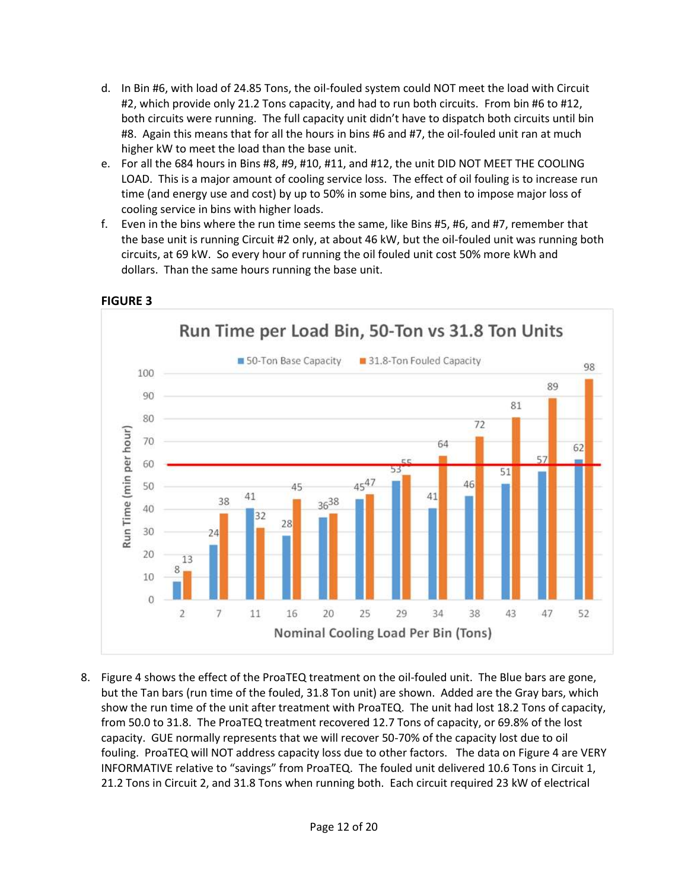d. In Bin #6, with load of 24.85 Tons, the oil-fouled system could NOT meet the load with Circuit #2, which provide only 21.2 Tons capacity, and had to run both circuits. From bin #6 to #12, both circuits were running. The full capacity unit didn't have to dispatch both circuits until bin #8. Again this means that for all the hours in bins #6 and #7, the oil-fouled unit ran at much higher kW to meet the load than the base unit.

e. For all the 684 hours in Bins #8, #9, #10, #11, and #12, the unit DID NOT MEET THE COOLING LOAD. This is a major amount of cooling service loss. The effect of oil fouling is to increase run time (and energy use and cost) by up to 50% in some bins, and then to impose major loss of cooling service in bins with higher loads.

f. Even in the bins where the run time seems the same, like Bins #5, #6, and #7, remember that the base unit is running Circuit #2 only, at about 46 kW, but the oil-fouled unit was running both circuits, at 69 kW. So every hour of running the oil fouled unit cost 50% more kWh and dollars. Than the same hours running the base unit.

**FIGURE 3**

Run Time per Load Bin, 50-Ton vs 31.8 Ton Units

| Nominal Cooling Load Per Bin (Tons) | 50-Ton Base Capacity (min per hour) | 31.8-Ton Fouled Capacity (min per hour) |
|---|---|---|
| 2 | 8 | 13 |
| 7 | 24 | 38 |
| 11 | 41 | 32 |
| 16 | 28 | 45 |
| 20 | 36 | 38 |
| 25 | 45 | 47 |
| 29 | 53 | 55 |
| 34 | 41 | 64 |
| 38 | 46 | 72 |
| 43 | 51 | 81 |
| 47 | 57 | 89 |
| 52 | 62 | 98 |

8. Figure 4 shows the effect of the ProaTEQ treatment on the oil-fouled unit. The Blue bars are gone, but the Tan bars (run time of the fouled, 31.8 Ton unit) are shown. Added are the Gray bars, which show the run time of the unit after treatment with ProaTEQ. The unit had lost 18.2 Tons of capacity, from 50.0 to 31.8. The ProaTEQ treatment recovered 12.7 Tons of capacity, or 69.8% of the lost capacity. GUE normally represents that we will recover 50-70% of the capacity lost due to oil fouling. ProaTEQ will NOT address capacity loss due to other factors. The data on Figure 4 are VERY INFORMATIVE relative to "savings" from ProaTEQ. The fouled unit delivered 10.6 Tons in Circuit 1, 21.2 Tons in Circuit 2, and 31.8 Tons when running both. Each circuit required 23 kW of electrical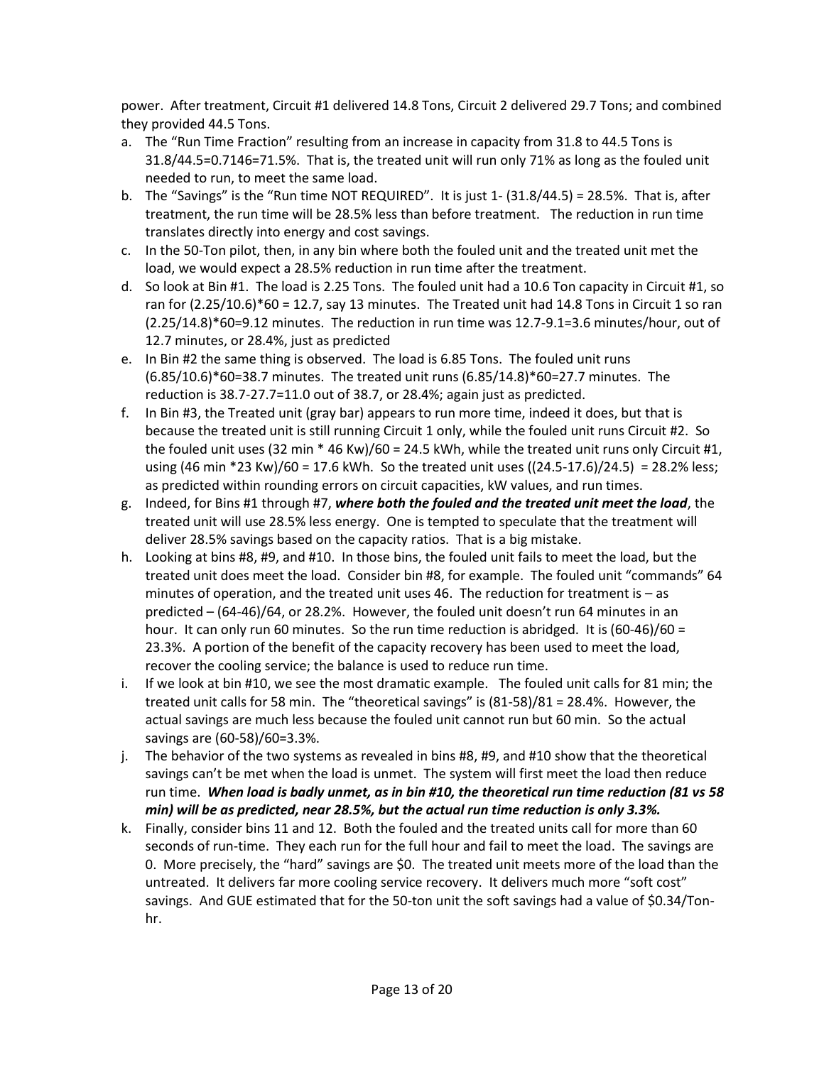power. After treatment, Circuit #1 delivered 14.8 Tons, Circuit 2 delivered 29.7 Tons; and combined they provided 44.5 Tons.

a. The "Run Time Fraction" resulting from an increase in capacity from 31.8 to 44.5 Tons is 31.8/44.5=0.7146=71.5%. That is, the treated unit will run only 71% as long as the fouled unit needed to run, to meet the same load.
b. The "Savings" is the "Run time NOT REQUIRED". It is just 1- (31.8/44.5) = 28.5%. That is, after treatment, the run time will be 28.5% less than before treatment. The reduction in run time translates directly into energy and cost savings.
c. In the 50-Ton pilot, then, in any bin where both the fouled unit and the treated unit met the load, we would expect a 28.5% reduction in run time after the treatment.
d. So look at Bin #1. The load is 2.25 Tons. The fouled unit had a 10.6 Ton capacity in Circuit #1, so ran for (2.25/10.6)*60 = 12.7, say 13 minutes. The Treated unit had 14.8 Tons in Circuit 1 so ran (2.25/14.8)*60=9.12 minutes. The reduction in run time was 12.7-9.1=3.6 minutes/hour, out of 12.7 minutes, or 28.4%, just as predicted
e. In Bin #2 the same thing is observed. The load is 6.85 Tons. The fouled unit runs (6.85/10.6)*60=38.7 minutes. The treated unit runs (6.85/14.8)*60=27.7 minutes. The reduction is 38.7-27.7=11.0 out of 38.7, or 28.4%; again just as predicted.
f. In Bin #3, the Treated unit (gray bar) appears to run more time, indeed it does, but that is because the treated unit is still running Circuit 1 only, while the fouled unit runs Circuit #2. So the fouled unit uses (32 min * 46 Kw)/60 = 24.5 kWh, while the treated unit runs only Circuit #1, using (46 min *23 Kw)/60 = 17.6 kWh. So the treated unit uses ((24.5-17.6)/24.5) = 28.2% less; as predicted within rounding errors on circuit capacities, kW values, and run times.
g. Indeed, for Bins #1 through #7, ***where both the fouled and the treated unit meet the load***, the treated unit will use 28.5% less energy. One is tempted to speculate that the treatment will deliver 28.5% savings based on the capacity ratios. That is a big mistake.
h. Looking at bins #8, #9, and #10. In those bins, the fouled unit fails to meet the load, but the treated unit does meet the load. Consider bin #8, for example. The fouled unit "commands" 64 minutes of operation, and the treated unit uses 46. The reduction for treatment is – as predicted – (64-46)/64, or 28.2%. However, the fouled unit doesn't run 64 minutes in an hour. It can only run 60 minutes. So the run time reduction is abridged. It is (60-46)/60 = 23.3%. A portion of the benefit of the capacity recovery has been used to meet the load, recover the cooling service; the balance is used to reduce run time.
i. If we look at bin #10, we see the most dramatic example. The fouled unit calls for 81 min; the treated unit calls for 58 min. The "theoretical savings" is (81-58)/81 = 28.4%. However, the actual savings are much less because the fouled unit cannot run but 60 min. So the actual savings are (60-58)/60=3.3%.
j. The behavior of the two systems as revealed in bins #8, #9, and #10 show that the theoretical savings can't be met when the load is unmet. The system will first meet the load then reduce run time. ***When load is badly unmet, as in bin #10, the theoretical run time reduction (81 vs 58 min) will be as predicted, near 28.5%, but the actual run time reduction is only 3.3%.***
k. Finally, consider bins 11 and 12. Both the fouled and the treated units call for more than 60 seconds of run-time. They each run for the full hour and fail to meet the load. The savings are 0. More precisely, the "hard" savings are $0. The treated unit meets more of the load than the untreated. It delivers far more cooling service recovery. It delivers much more "soft cost" savings. And GUE estimated that for the 50-ton unit the soft savings had a value of $0.34/Ton-hr.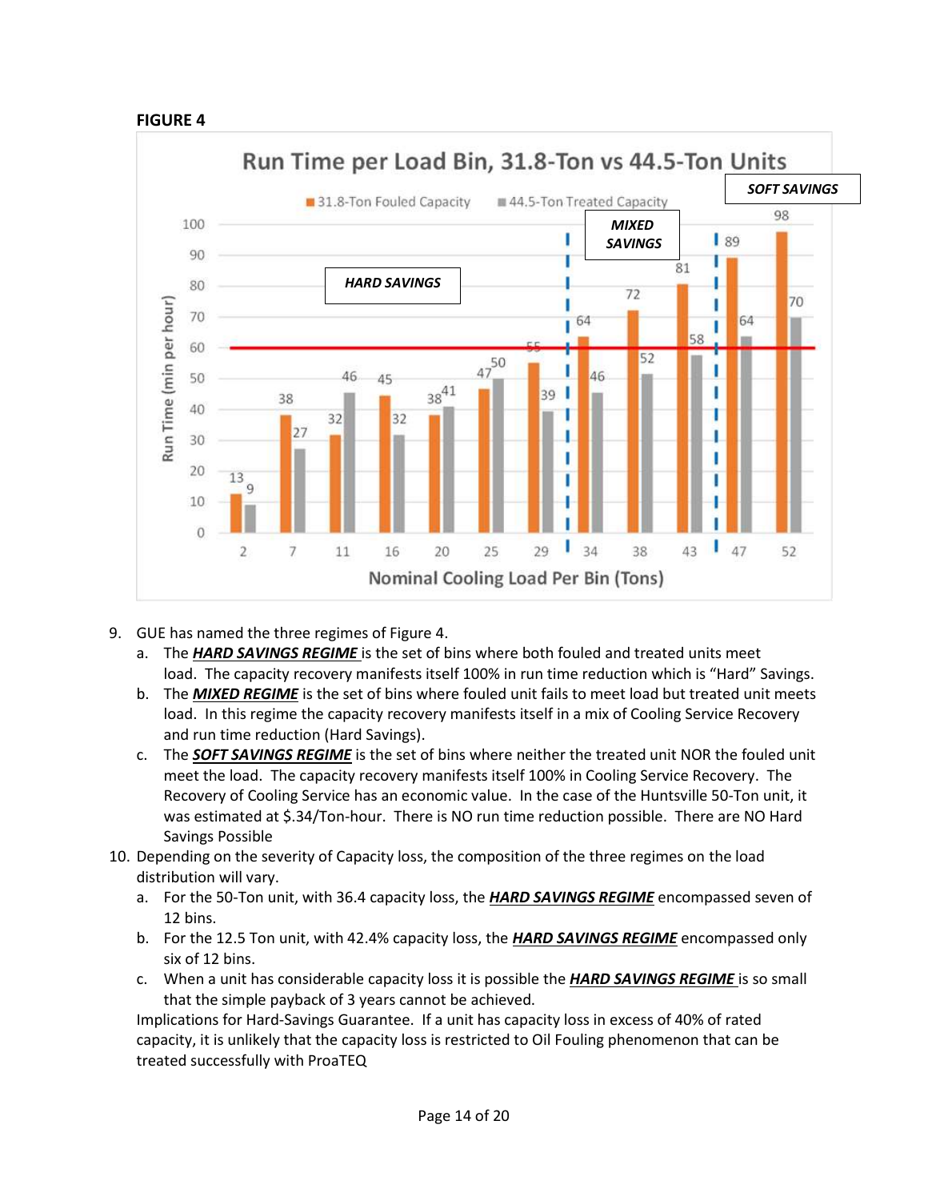**FIGURE 4**

**Run Time per Load Bin, 31.8-Ton vs 44.5-Ton Units**

| Nominal Cooling Load Per Bin (Tons) | 2 | 7 | 11 | 16 | 20 | 25 | 29 | 34 | 38 | 43 | 47 | 52 |
|---|---|---|---|---|---|---|---|---|---|---|---|---|
| 31.8-Ton Fouled Capacity (Run Time, min per hour) | 13 | 38 | 32 | 45 | 38 | 47 | 55 | 64 | 72 | 81 | 89 | 98 |
| 44.5-Ton Treated Capacity (Run Time, min per hour) | 9 | 27 | 46 | 32 | 41 | 50 | 39 | 46 | 52 | 58 | 64 | 70 |

Regimes: *HARD SAVINGS* (bins 2–29), *MIXED SAVINGS* (bins 34–43), *SOFT SAVINGS* (bins 47–52).

9. GUE has named the three regimes of Figure 4.
   a. The ***HARD SAVINGS REGIME*** is the set of bins where both fouled and treated units meet load. The capacity recovery manifests itself 100% in run time reduction which is "Hard" Savings.
   b. The ***MIXED REGIME*** is the set of bins where fouled unit fails to meet load but treated unit meets load. In this regime the capacity recovery manifests itself in a mix of Cooling Service Recovery and run time reduction (Hard Savings).
   c. The ***SOFT SAVINGS REGIME*** is the set of bins where neither the treated unit NOR the fouled unit meet the load. The capacity recovery manifests itself 100% in Cooling Service Recovery. The Recovery of Cooling Service has an economic value. In the case of the Huntsville 50-Ton unit, it was estimated at $.34/Ton-hour. There is NO run time reduction possible. There are NO Hard Savings Possible
10. Depending on the severity of Capacity loss, the composition of the three regimes on the load distribution will vary.
    a. For the 50-Ton unit, with 36.4 capacity loss, the ***HARD SAVINGS REGIME*** encompassed seven of 12 bins.
    b. For the 12.5 Ton unit, with 42.4% capacity loss, the ***HARD SAVINGS REGIME*** encompassed only six of 12 bins.
    c. When a unit has considerable capacity loss it is possible the ***HARD SAVINGS REGIME*** is so small that the simple payback of 3 years cannot be achieved.

    Implications for Hard-Savings Guarantee. If a unit has capacity loss in excess of 40% of rated capacity, it is unlikely that the capacity loss is restricted to Oil Fouling phenomenon that can be treated successfully with ProaTEQ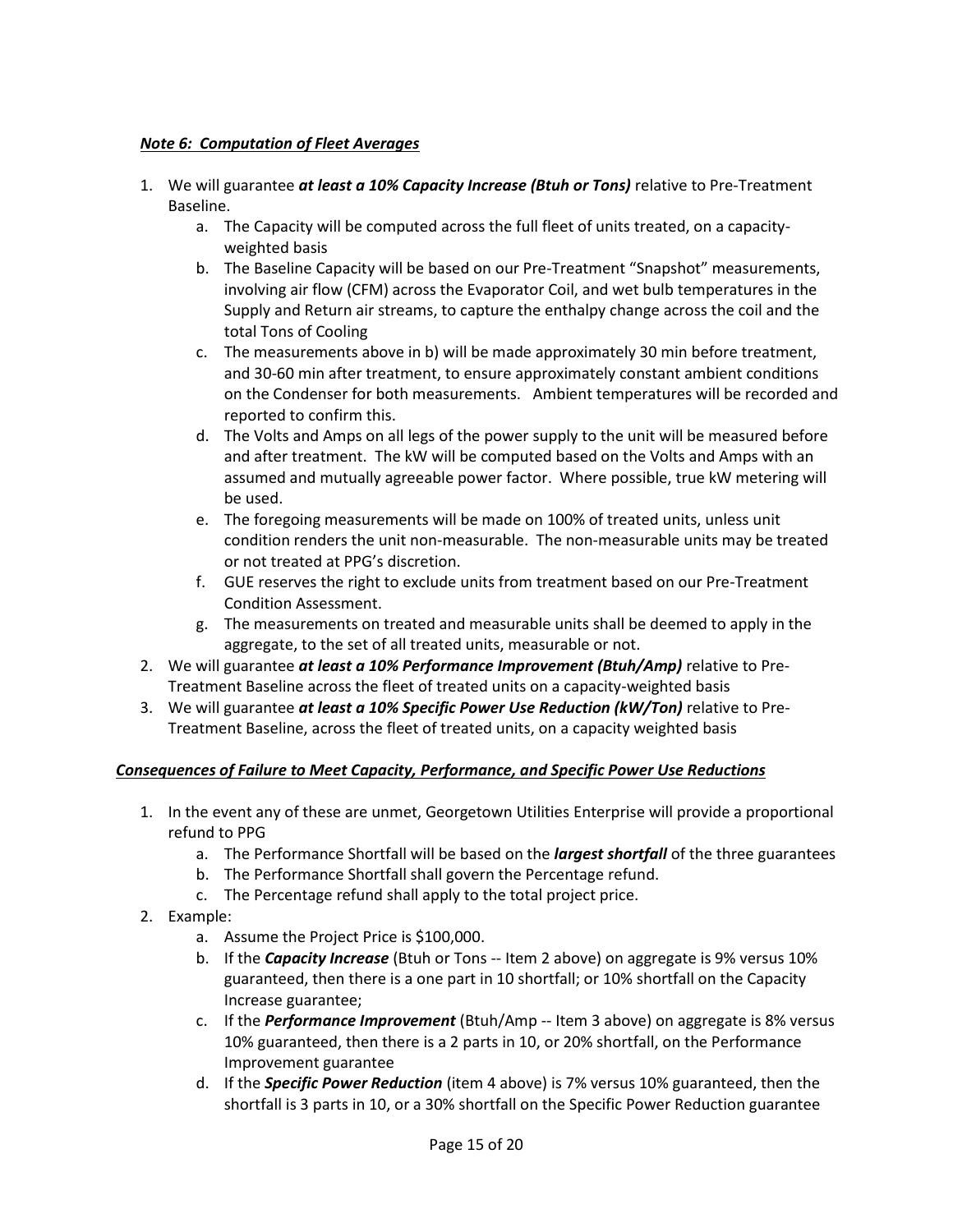***Note 6: Computation of Fleet Averages***

1. We will guarantee ***at least a 10% Capacity Increase (Btuh or Tons)*** relative to Pre-Treatment Baseline.
    a. The Capacity will be computed across the full fleet of units treated, on a capacity-weighted basis
    b. The Baseline Capacity will be based on our Pre-Treatment "Snapshot" measurements, involving air flow (CFM) across the Evaporator Coil, and wet bulb temperatures in the Supply and Return air streams, to capture the enthalpy change across the coil and the total Tons of Cooling
    c. The measurements above in b) will be made approximately 30 min before treatment, and 30-60 min after treatment, to ensure approximately constant ambient conditions on the Condenser for both measurements. Ambient temperatures will be recorded and reported to confirm this.
    d. The Volts and Amps on all legs of the power supply to the unit will be measured before and after treatment. The kW will be computed based on the Volts and Amps with an assumed and mutually agreeable power factor. Where possible, true kW metering will be used.
    e. The foregoing measurements will be made on 100% of treated units, unless unit condition renders the unit non-measurable. The non-measurable units may be treated or not treated at PPG's discretion.
    f. GUE reserves the right to exclude units from treatment based on our Pre-Treatment Condition Assessment.
    g. The measurements on treated and measurable units shall be deemed to apply in the aggregate, to the set of all treated units, measurable or not.
2. We will guarantee ***at least a 10% Performance Improvement (Btuh/Amp)*** relative to Pre-Treatment Baseline across the fleet of treated units on a capacity-weighted basis
3. We will guarantee ***at least a 10% Specific Power Use Reduction (kW/Ton)*** relative to Pre-Treatment Baseline, across the fleet of treated units, on a capacity weighted basis

***Consequences of Failure to Meet Capacity, Performance, and Specific Power Use Reductions***

1. In the event any of these are unmet, Georgetown Utilities Enterprise will provide a proportional refund to PPG
    a. The Performance Shortfall will be based on the ***largest shortfall*** of the three guarantees
    b. The Performance Shortfall shall govern the Percentage refund.
    c. The Percentage refund shall apply to the total project price.
2. Example:
    a. Assume the Project Price is $100,000.
    b. If the ***Capacity Increase*** (Btuh or Tons -- Item 2 above) on aggregate is 9% versus 10% guaranteed, then there is a one part in 10 shortfall; or 10% shortfall on the Capacity Increase guarantee;
    c. If the ***Performance Improvement*** (Btuh/Amp -- Item 3 above) on aggregate is 8% versus 10% guaranteed, then there is a 2 parts in 10, or 20% shortfall, on the Performance Improvement guarantee
    d. If the ***Specific Power Reduction*** (item 4 above) is 7% versus 10% guaranteed, then the shortfall is 3 parts in 10, or a 30% shortfall on the Specific Power Reduction guarantee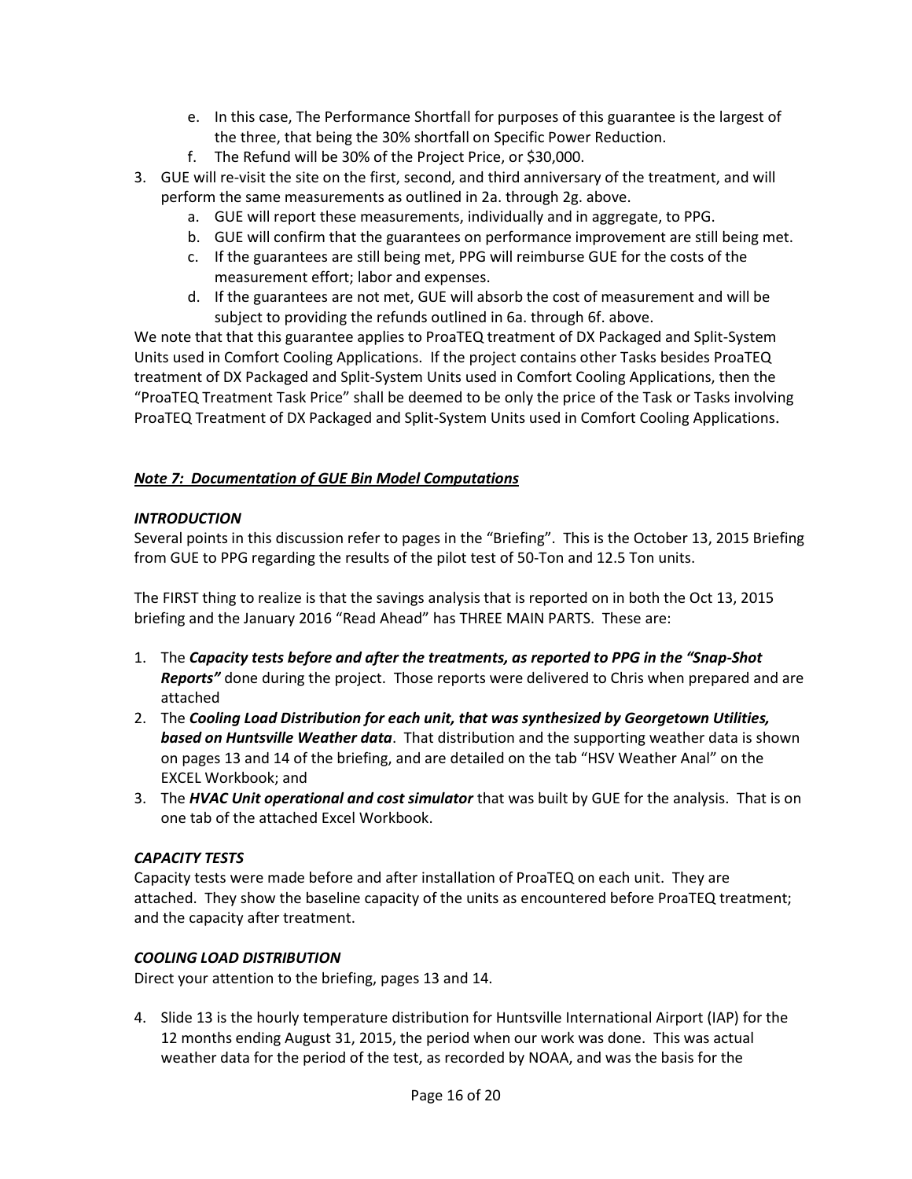e. In this case, The Performance Shortfall for purposes of this guarantee is the largest of the three, that being the 30% shortfall on Specific Power Reduction.
   f. The Refund will be 30% of the Project Price, or $30,000.

3. GUE will re-visit the site on the first, second, and third anniversary of the treatment, and will perform the same measurements as outlined in 2a. through 2g. above.
   a. GUE will report these measurements, individually and in aggregate, to PPG.
   b. GUE will confirm that the guarantees on performance improvement are still being met.
   c. If the guarantees are still being met, PPG will reimburse GUE for the costs of the measurement effort; labor and expenses.
   d. If the guarantees are not met, GUE will absorb the cost of measurement and will be subject to providing the refunds outlined in 6a. through 6f. above.

We note that that this guarantee applies to ProaTEQ treatment of DX Packaged and Split-System Units used in Comfort Cooling Applications. If the project contains other Tasks besides ProaTEQ treatment of DX Packaged and Split-System Units used in Comfort Cooling Applications, then the "ProaTEQ Treatment Task Price" shall be deemed to be only the price of the Task or Tasks involving ProaTEQ Treatment of DX Packaged and Split-System Units used in Comfort Cooling Applications.

***Note 7: Documentation of GUE Bin Model Computations***

***INTRODUCTION***

Several points in this discussion refer to pages in the "Briefing". This is the October 13, 2015 Briefing from GUE to PPG regarding the results of the pilot test of 50-Ton and 12.5 Ton units.

The FIRST thing to realize is that the savings analysis that is reported on in both the Oct 13, 2015 briefing and the January 2016 "Read Ahead" has THREE MAIN PARTS. These are:

1. The ***Capacity tests before and after the treatments, as reported to PPG in the "Snap-Shot Reports"*** done during the project. Those reports were delivered to Chris when prepared and are attached
2. The ***Cooling Load Distribution for each unit, that was synthesized by Georgetown Utilities, based on Huntsville Weather data***. That distribution and the supporting weather data is shown on pages 13 and 14 of the briefing, and are detailed on the tab "HSV Weather Anal" on the EXCEL Workbook; and
3. The ***HVAC Unit operational and cost simulator*** that was built by GUE for the analysis. That is on one tab of the attached Excel Workbook.

***CAPACITY TESTS***

Capacity tests were made before and after installation of ProaTEQ on each unit. They are attached. They show the baseline capacity of the units as encountered before ProaTEQ treatment; and the capacity after treatment.

***COOLING LOAD DISTRIBUTION***

Direct your attention to the briefing, pages 13 and 14.

4. Slide 13 is the hourly temperature distribution for Huntsville International Airport (IAP) for the 12 months ending August 31, 2015, the period when our work was done. This was actual weather data for the period of the test, as recorded by NOAA, and was the basis for the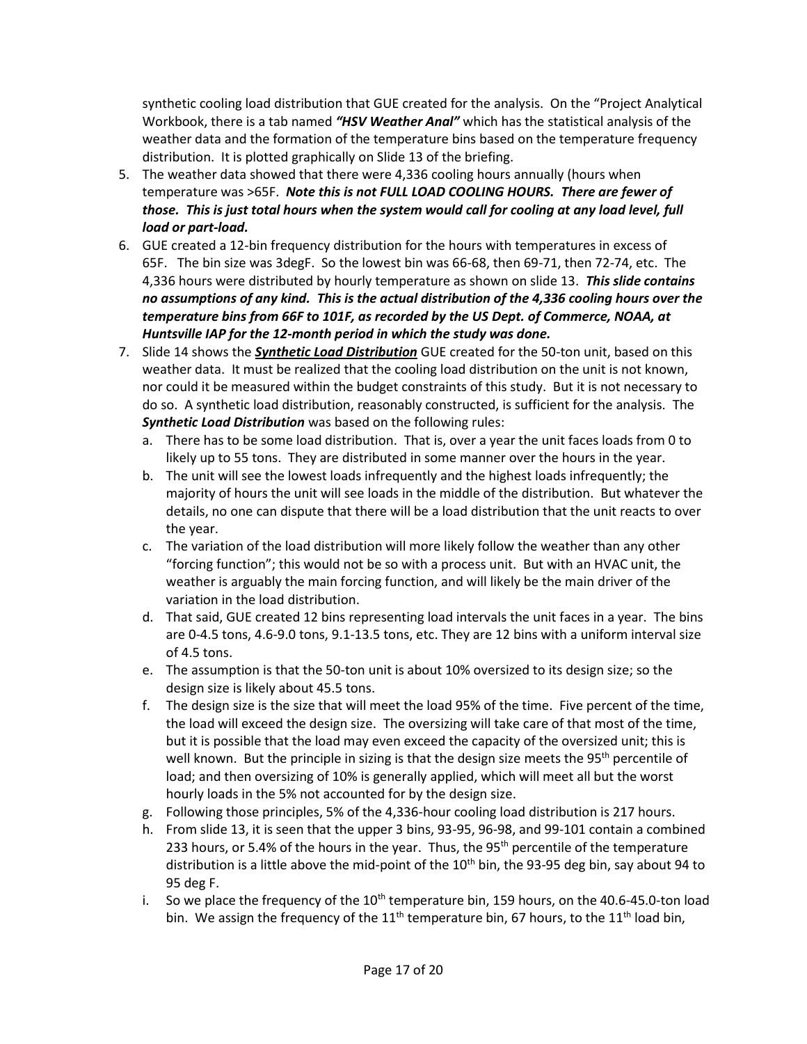synthetic cooling load distribution that GUE created for the analysis. On the "Project Analytical Workbook, there is a tab named ***"HSV Weather Anal"*** which has the statistical analysis of the weather data and the formation of the temperature bins based on the temperature frequency distribution. It is plotted graphically on Slide 13 of the briefing.

5. The weather data showed that there were 4,336 cooling hours annually (hours when temperature was >65F. ***Note this is not FULL LOAD COOLING HOURS. There are fewer of those. This is just total hours when the system would call for cooling at any load level, full load or part-load.***
6. GUE created a 12-bin frequency distribution for the hours with temperatures in excess of 65F. The bin size was 3degF. So the lowest bin was 66-68, then 69-71, then 72-74, etc. The 4,336 hours were distributed by hourly temperature as shown on slide 13. ***This slide contains no assumptions of any kind. This is the actual distribution of the 4,336 cooling hours over the temperature bins from 66F to 101F, as recorded by the US Dept. of Commerce, NOAA, at Huntsville IAP for the 12-month period in which the study was done.***
7. Slide 14 shows the ***Synthetic Load Distribution*** GUE created for the 50-ton unit, based on this weather data. It must be realized that the cooling load distribution on the unit is not known, nor could it be measured within the budget constraints of this study. But it is not necessary to do so. A synthetic load distribution, reasonably constructed, is sufficient for the analysis. The ***Synthetic Load Distribution*** was based on the following rules:
   a. There has to be some load distribution. That is, over a year the unit faces loads from 0 to likely up to 55 tons. They are distributed in some manner over the hours in the year.
   b. The unit will see the lowest loads infrequently and the highest loads infrequently; the majority of hours the unit will see loads in the middle of the distribution. But whatever the details, no one can dispute that there will be a load distribution that the unit reacts to over the year.
   c. The variation of the load distribution will more likely follow the weather than any other "forcing function"; this would not be so with a process unit. But with an HVAC unit, the weather is arguably the main forcing function, and will likely be the main driver of the variation in the load distribution.
   d. That said, GUE created 12 bins representing load intervals the unit faces in a year. The bins are 0-4.5 tons, 4.6-9.0 tons, 9.1-13.5 tons, etc. They are 12 bins with a uniform interval size of 4.5 tons.
   e. The assumption is that the 50-ton unit is about 10% oversized to its design size; so the design size is likely about 45.5 tons.
   f. The design size is the size that will meet the load 95% of the time. Five percent of the time, the load will exceed the design size. The oversizing will take care of that most of the time, but it is possible that the load may even exceed the capacity of the oversized unit; this is well known. But the principle in sizing is that the design size meets the 95th percentile of load; and then oversizing of 10% is generally applied, which will meet all but the worst hourly loads in the 5% not accounted for by the design size.
   g. Following those principles, 5% of the 4,336-hour cooling load distribution is 217 hours.
   h. From slide 13, it is seen that the upper 3 bins, 93-95, 96-98, and 99-101 contain a combined 233 hours, or 5.4% of the hours in the year. Thus, the 95th percentile of the temperature distribution is a little above the mid-point of the 10th bin, the 93-95 deg bin, say about 94 to 95 deg F.
   i. So we place the frequency of the 10th temperature bin, 159 hours, on the 40.6-45.0-ton load bin. We assign the frequency of the 11th temperature bin, 67 hours, to the 11th load bin,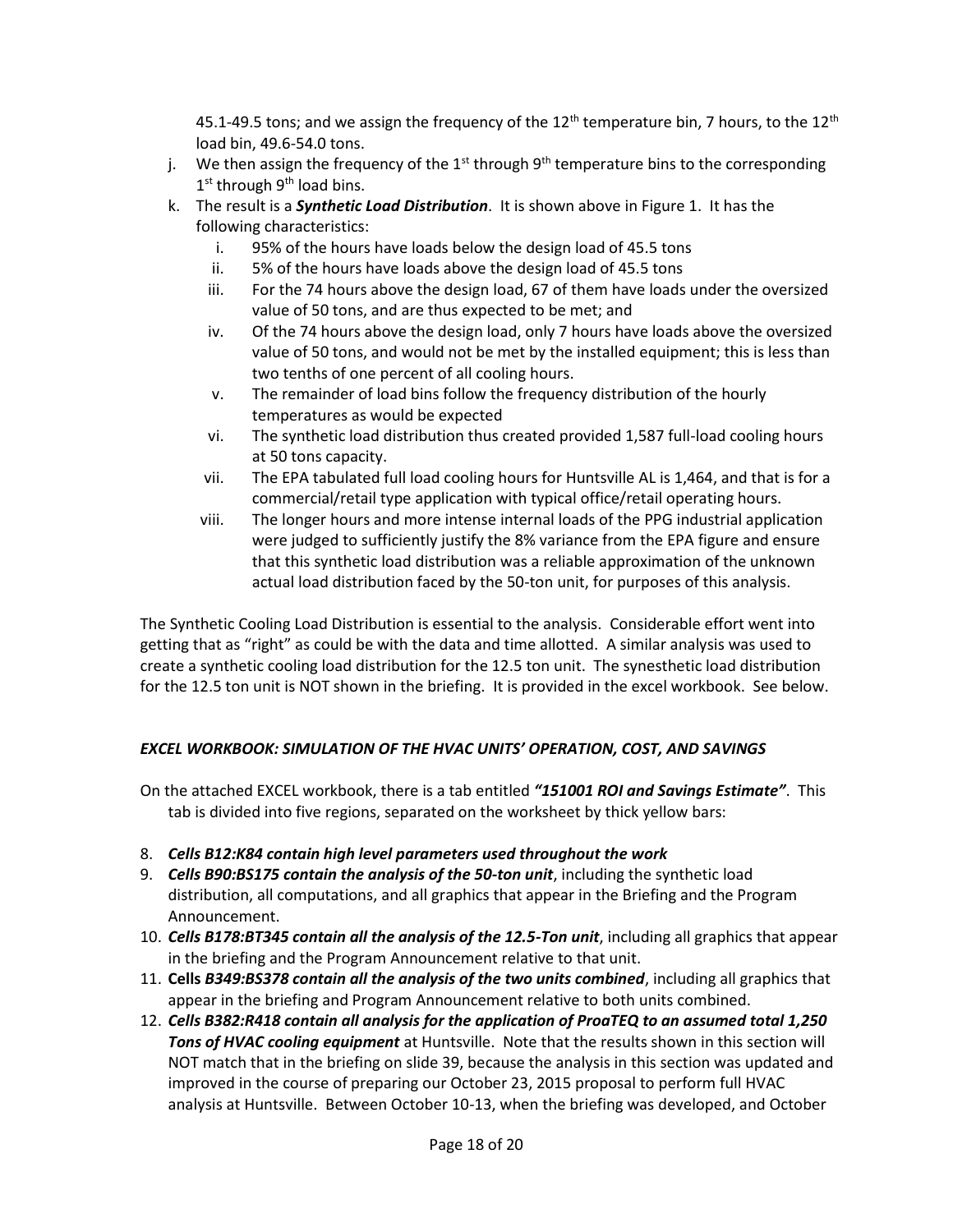45.1-49.5 tons; and we assign the frequency of the 12th temperature bin, 7 hours, to the 12th load bin, 49.6-54.0 tons.

j. We then assign the frequency of the 1st through 9th temperature bins to the corresponding 1st through 9th load bins.

k. The result is a ***Synthetic Load Distribution***. It is shown above in Figure 1. It has the following characteristics:

   i. 95% of the hours have loads below the design load of 45.5 tons
   
   ii. 5% of the hours have loads above the design load of 45.5 tons
   
   iii. For the 74 hours above the design load, 67 of them have loads under the oversized value of 50 tons, and are thus expected to be met; and
   
   iv. Of the 74 hours above the design load, only 7 hours have loads above the oversized value of 50 tons, and would not be met by the installed equipment; this is less than two tenths of one percent of all cooling hours.
   
   v. The remainder of load bins follow the frequency distribution of the hourly temperatures as would be expected
   
   vi. The synthetic load distribution thus created provided 1,587 full-load cooling hours at 50 tons capacity.
   
   vii. The EPA tabulated full load cooling hours for Huntsville AL is 1,464, and that is for a commercial/retail type application with typical office/retail operating hours.
   
   viii. The longer hours and more intense internal loads of the PPG industrial application were judged to sufficiently justify the 8% variance from the EPA figure and ensure that this synthetic load distribution was a reliable approximation of the unknown actual load distribution faced by the 50-ton unit, for purposes of this analysis.

The Synthetic Cooling Load Distribution is essential to the analysis. Considerable effort went into getting that as "right" as could be with the data and time allotted. A similar analysis was used to create a synthetic cooling load distribution for the 12.5 ton unit. The synesthetic load distribution for the 12.5 ton unit is NOT shown in the briefing. It is provided in the excel workbook. See below.

***EXCEL WORKBOOK: SIMULATION OF THE HVAC UNITS' OPERATION, COST, AND SAVINGS***

On the attached EXCEL workbook, there is a tab entitled ***"151001 ROI and Savings Estimate"***. This tab is divided into five regions, separated on the worksheet by thick yellow bars:

8. ***Cells B12:K84 contain high level parameters used throughout the work***
9. ***Cells B90:BS175 contain the analysis of the 50-ton unit***, including the synthetic load distribution, all computations, and all graphics that appear in the Briefing and the Program Announcement.
10. ***Cells B178:BT345 contain all the analysis of the 12.5-Ton unit***, including all graphics that appear in the briefing and the Program Announcement relative to that unit.
11. **Cells** ***B349:BS378 contain all the analysis of the two units combined***, including all graphics that appear in the briefing and Program Announcement relative to both units combined.
12. ***Cells B382:R418 contain all analysis for the application of ProaTEQ to an assumed total 1,250 Tons of HVAC cooling equipment*** at Huntsville. Note that the results shown in this section will NOT match that in the briefing on slide 39, because the analysis in this section was updated and improved in the course of preparing our October 23, 2015 proposal to perform full HVAC analysis at Huntsville. Between October 10-13, when the briefing was developed, and October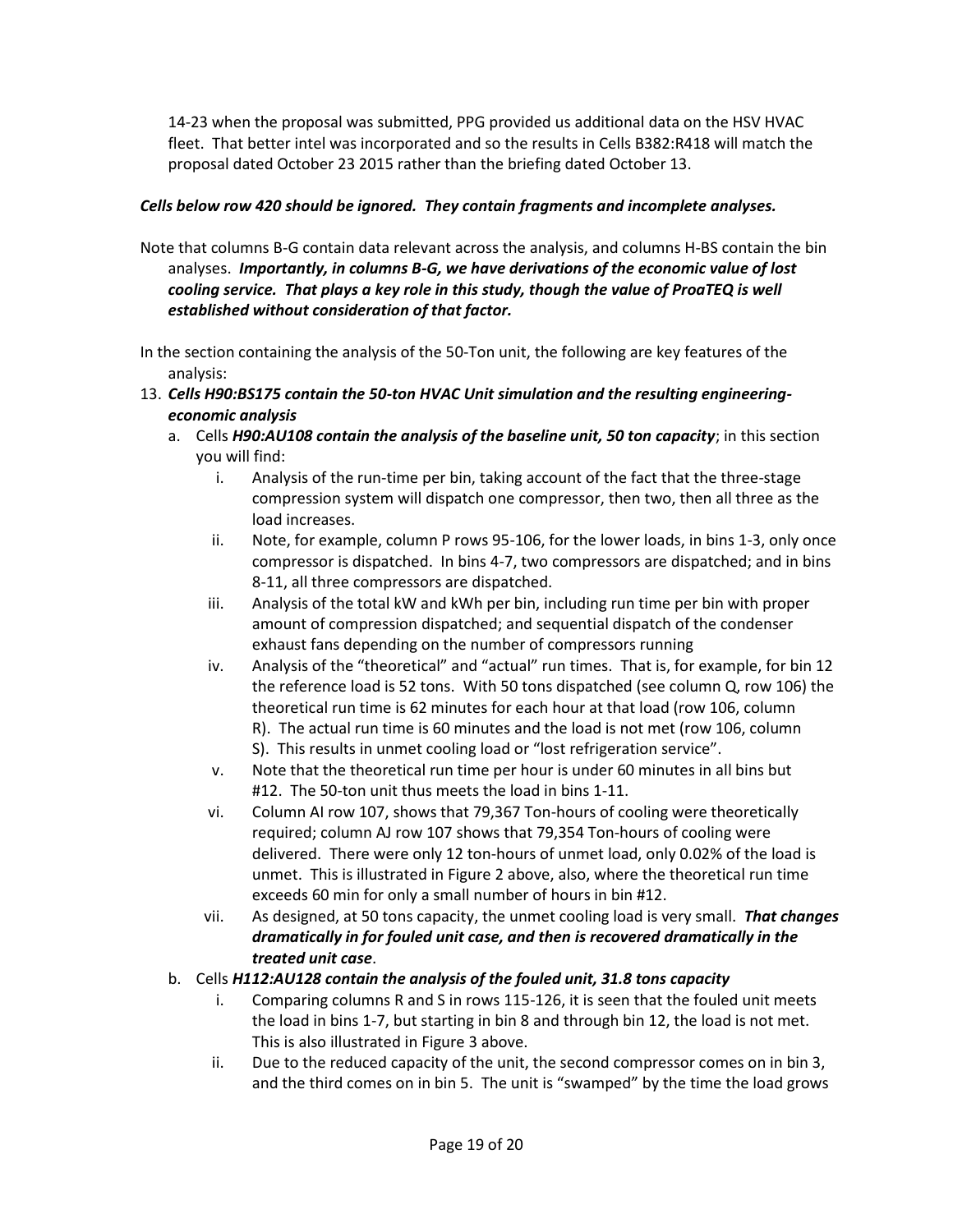14-23 when the proposal was submitted, PPG provided us additional data on the HSV HVAC fleet. That better intel was incorporated and so the results in Cells B382:R418 will match the proposal dated October 23 2015 rather than the briefing dated October 13.

***Cells below row 420 should be ignored. They contain fragments and incomplete analyses.***

Note that columns B-G contain data relevant across the analysis, and columns H-BS contain the bin analyses. ***Importantly, in columns B-G, we have derivations of the economic value of lost cooling service. That plays a key role in this study, though the value of ProaTEQ is well established without consideration of that factor.***

In the section containing the analysis of the 50-Ton unit, the following are key features of the analysis:

13. ***Cells H90:BS175 contain the 50-ton HVAC Unit simulation and the resulting engineering-economic analysis***
    a. Cells ***H90:AU108 contain the analysis of the baseline unit, 50 ton capacity***; in this section you will find:
        i. Analysis of the run-time per bin, taking account of the fact that the three-stage compression system will dispatch one compressor, then two, then all three as the load increases.
        ii. Note, for example, column P rows 95-106, for the lower loads, in bins 1-3, only once compressor is dispatched. In bins 4-7, two compressors are dispatched; and in bins 8-11, all three compressors are dispatched.
        iii. Analysis of the total kW and kWh per bin, including run time per bin with proper amount of compression dispatched; and sequential dispatch of the condenser exhaust fans depending on the number of compressors running
        iv. Analysis of the "theoretical" and "actual" run times. That is, for example, for bin 12 the reference load is 52 tons. With 50 tons dispatched (see column Q, row 106) the theoretical run time is 62 minutes for each hour at that load (row 106, column R). The actual run time is 60 minutes and the load is not met (row 106, column S). This results in unmet cooling load or "lost refrigeration service".
        v. Note that the theoretical run time per hour is under 60 minutes in all bins but #12. The 50-ton unit thus meets the load in bins 1-11.
        vi. Column AI row 107, shows that 79,367 Ton-hours of cooling were theoretically required; column AJ row 107 shows that 79,354 Ton-hours of cooling were delivered. There were only 12 ton-hours of unmet load, only 0.02% of the load is unmet. This is illustrated in Figure 2 above, also, where the theoretical run time exceeds 60 min for only a small number of hours in bin #12.
        vii. As designed, at 50 tons capacity, the unmet cooling load is very small. ***That changes dramatically in for fouled unit case, and then is recovered dramatically in the treated unit case***.
    b. Cells ***H112:AU128 contain the analysis of the fouled unit, 31.8 tons capacity***
        i. Comparing columns R and S in rows 115-126, it is seen that the fouled unit meets the load in bins 1-7, but starting in bin 8 and through bin 12, the load is not met. This is also illustrated in Figure 3 above.
        ii. Due to the reduced capacity of the unit, the second compressor comes on in bin 3, and the third comes on in bin 5. The unit is "swamped" by the time the load grows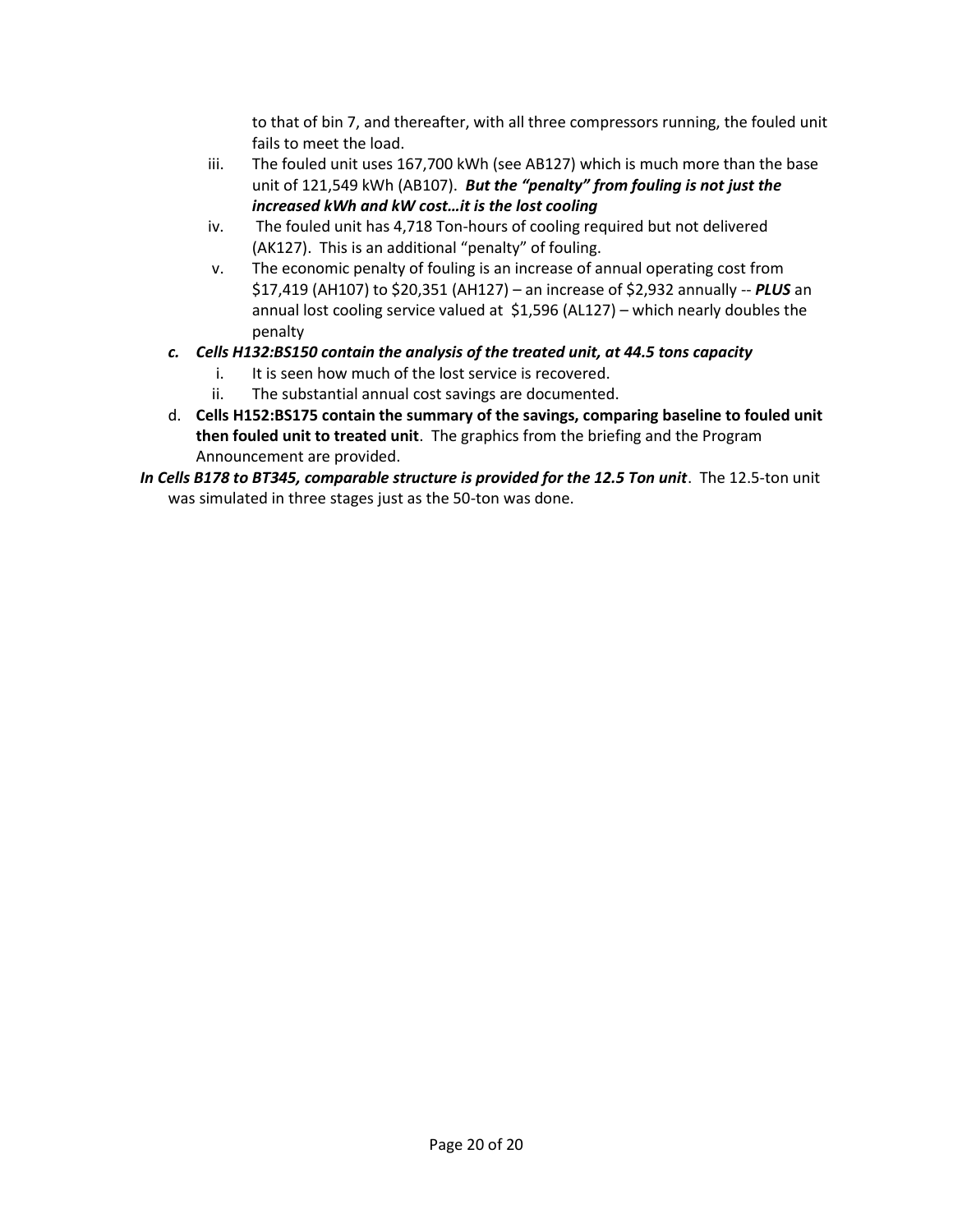to that of bin 7, and thereafter, with all three compressors running, the fouled unit fails to meet the load.

iii. The fouled unit uses 167,700 kWh (see AB127) which is much more than the base unit of 121,549 kWh (AB107). ***But the "penalty" from fouling is not just the increased kWh and kW cost…it is the lost cooling***

iv. The fouled unit has 4,718 Ton-hours of cooling required but not delivered (AK127). This is an additional "penalty" of fouling.

v. The economic penalty of fouling is an increase of annual operating cost from \$17,419 (AH107) to \$20,351 (AH127) – an increase of \$2,932 annually -- ***PLUS*** an annual lost cooling service valued at \$1,596 (AL127) – which nearly doubles the penalty

***c. Cells H132:BS150 contain the analysis of the treated unit, at 44.5 tons capacity***

i. It is seen how much of the lost service is recovered.

ii. The substantial annual cost savings are documented.

d. **Cells H152:BS175 contain the summary of the savings, comparing baseline to fouled unit then fouled unit to treated unit**. The graphics from the briefing and the Program Announcement are provided.

***In Cells B178 to BT345, comparable structure is provided for the 12.5 Ton unit***. The 12.5-ton unit was simulated in three stages just as the 50-ton was done.